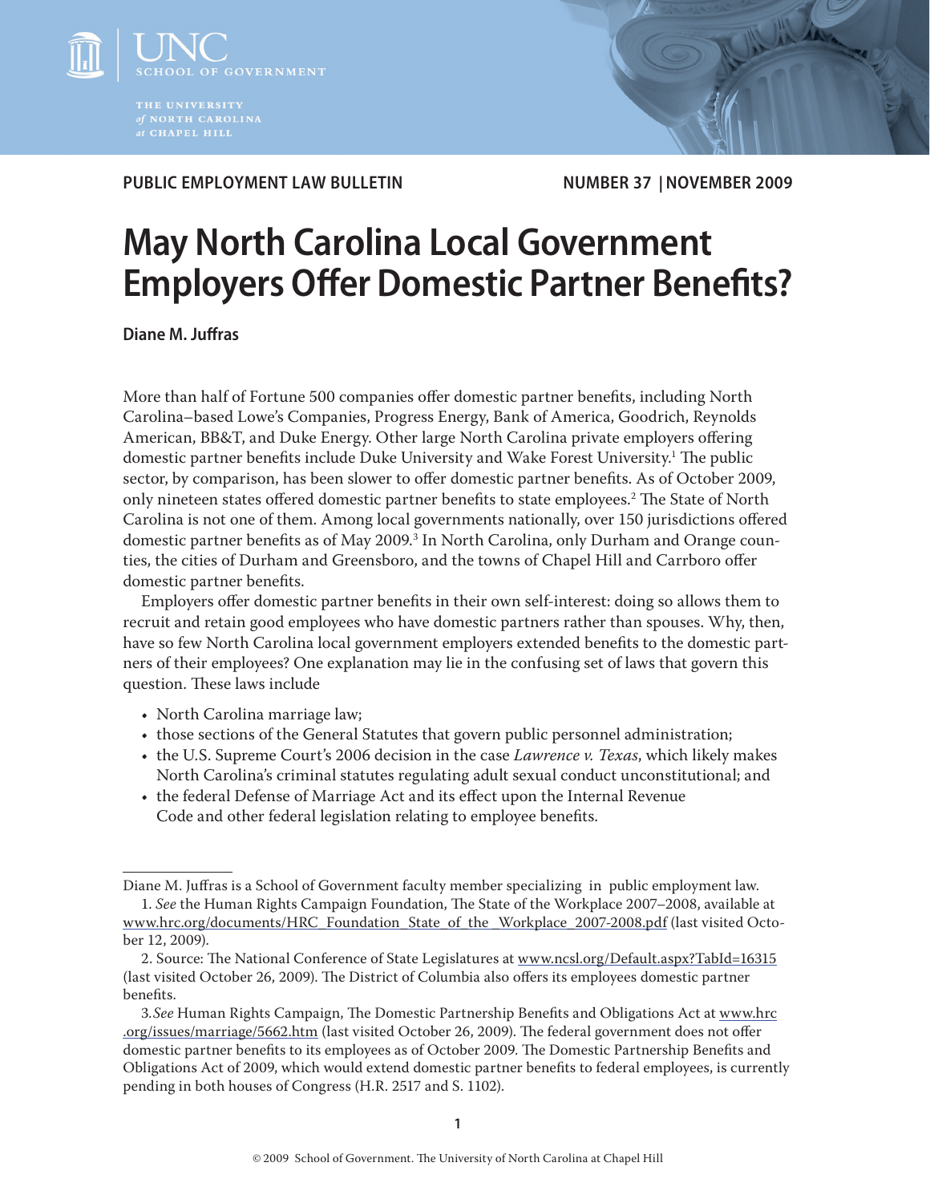**PUBLIC EMPLOYMENT LAW BULLETIN** | **NUMBER 37 | NOVEMBER 2009**

# May North Carolina Local Government Employers Offer Domestic Partner Benefits?

**Diane M. Juffras**

More than half of Fortune 500 companies offer domestic partner benefits, including North Carolina–based Lowe's Companies, Progress Energy, Bank of America, Goodrich, Reynolds American, BB&T, and Duke Energy. Other large North Carolina private employers offering domestic partner benefits include Duke University and Wake Forest University.[1] The public sector, by comparison, has been slower to offer domestic partner benefits. As of October 2009, only nineteen states offered domestic partner benefits to state employees.[2] The State of North Carolina is not one of them. Among local governments nationally, over 150 jurisdictions offered domestic partner benefits as of May 2009.[3] In North Carolina, only Durham and Orange counties, the cities of Durham and Greensboro, and the towns of Chapel Hill and Carrboro offer domestic partner benefits.

Employers offer domestic partner benefits in their own self-interest: doing so allows them to recruit and retain good employees who have domestic partners rather than spouses. Why, then, have so few North Carolina local government employers extended benefits to the domestic partners of their employees? One explanation may lie in the confusing set of laws that govern this question. These laws include

- North Carolina marriage law;
- those sections of the General Statutes that govern public personnel administration;
- the U.S. Supreme Court's 2006 decision in the case *Lawrence v. Texas*, which likely makes North Carolina's criminal statutes regulating adult sexual conduct unconstitutional; and
- the federal Defense of Marriage Act and its effect upon the Internal Revenue Code and other federal legislation relating to employee benefits.

---

Diane M. Juffras is a School of Government faculty member specializing in public employment law.

1. *See* the Human Rights Campaign Foundation, The State of the Workplace 2007–2008, available at www.hrc.org/documents/HRC_Foundation_State_of_the_Workplace_2007-2008.pdf (last visited October 12, 2009).

2. Source: The National Conference of State Legislatures at www.ncsl.org/Default.aspx?TabId=16315 (last visited October 26, 2009). The District of Columbia also offers its employees domestic partner benefits.

3. *See* Human Rights Campaign, The Domestic Partnership Benefits and Obligations Act at www.hrc.org/issues/marriage/5662.htm (last visited October 26, 2009). The federal government does not offer domestic partner benefits to its employees as of October 2009. The Domestic Partnership Benefits and Obligations Act of 2009, which would extend domestic partner benefits to federal employees, is currently pending in both houses of Congress (H.R. 2517 and S. 1102).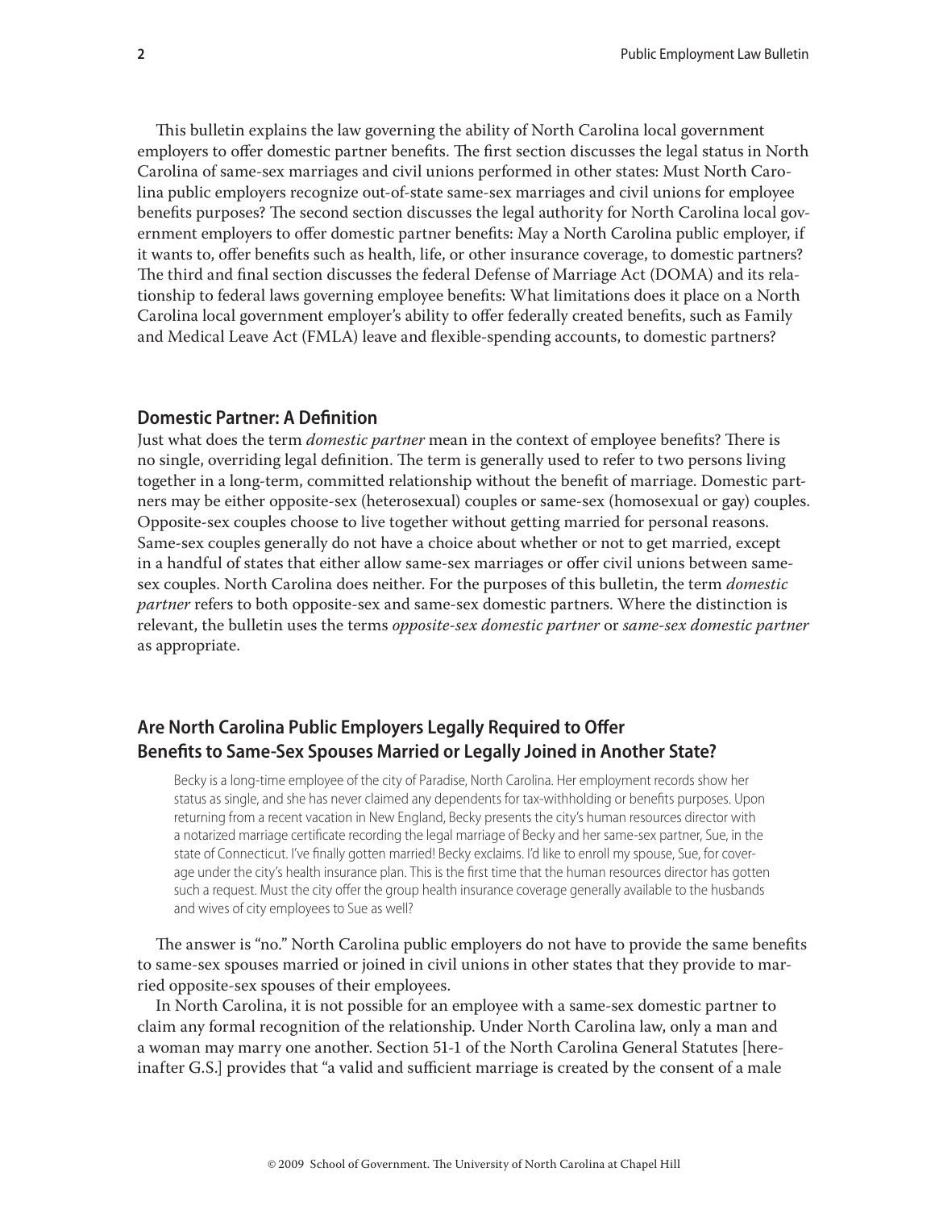This bulletin explains the law governing the ability of North Carolina local government employers to offer domestic partner benefits. The first section discusses the legal status in North Carolina of same-sex marriages and civil unions performed in other states: Must North Carolina public employers recognize out-of-state same-sex marriages and civil unions for employee benefits purposes? The second section discusses the legal authority for North Carolina local government employers to offer domestic partner benefits: May a North Carolina public employer, if it wants to, offer benefits such as health, life, or other insurance coverage, to domestic partners? The third and final section discusses the federal Defense of Marriage Act (DOMA) and its relationship to federal laws governing employee benefits: What limitations does it place on a North Carolina local government employer's ability to offer federally created benefits, such as Family and Medical Leave Act (FMLA) leave and flexible-spending accounts, to domestic partners?

## Domestic Partner: A Definition

Just what does the term *domestic partner* mean in the context of employee benefits? There is no single, overriding legal definition. The term is generally used to refer to two persons living together in a long-term, committed relationship without the benefit of marriage. Domestic partners may be either opposite-sex (heterosexual) couples or same-sex (homosexual or gay) couples. Opposite-sex couples choose to live together without getting married for personal reasons. Same-sex couples generally do not have a choice about whether or not to get married, except in a handful of states that either allow same-sex marriages or offer civil unions between same-sex couples. North Carolina does neither. For the purposes of this bulletin, the term *domestic partner* refers to both opposite-sex and same-sex domestic partners. Where the distinction is relevant, the bulletin uses the terms *opposite-sex domestic partner* or *same-sex domestic partner* as appropriate.

## Are North Carolina Public Employers Legally Required to Offer Benefits to Same-Sex Spouses Married or Legally Joined in Another State?

> Becky is a long-time employee of the city of Paradise, North Carolina. Her employment records show her status as single, and she has never claimed any dependents for tax-withholding or benefits purposes. Upon returning from a recent vacation in New England, Becky presents the city's human resources director with a notarized marriage certificate recording the legal marriage of Becky and her same-sex partner, Sue, in the state of Connecticut. I've finally gotten married! Becky exclaims. I'd like to enroll my spouse, Sue, for coverage under the city's health insurance plan. This is the first time that the human resources director has gotten such a request. Must the city offer the group health insurance coverage generally available to the husbands and wives of city employees to Sue as well?

The answer is "no." North Carolina public employers do not have to provide the same benefits to same-sex spouses married or joined in civil unions in other states that they provide to married opposite-sex spouses of their employees.

In North Carolina, it is not possible for an employee with a same-sex domestic partner to claim any formal recognition of the relationship. Under North Carolina law, only a man and a woman may marry one another. Section 51-1 of the North Carolina General Statutes [hereinafter G.S.] provides that "a valid and sufficient marriage is created by the consent of a male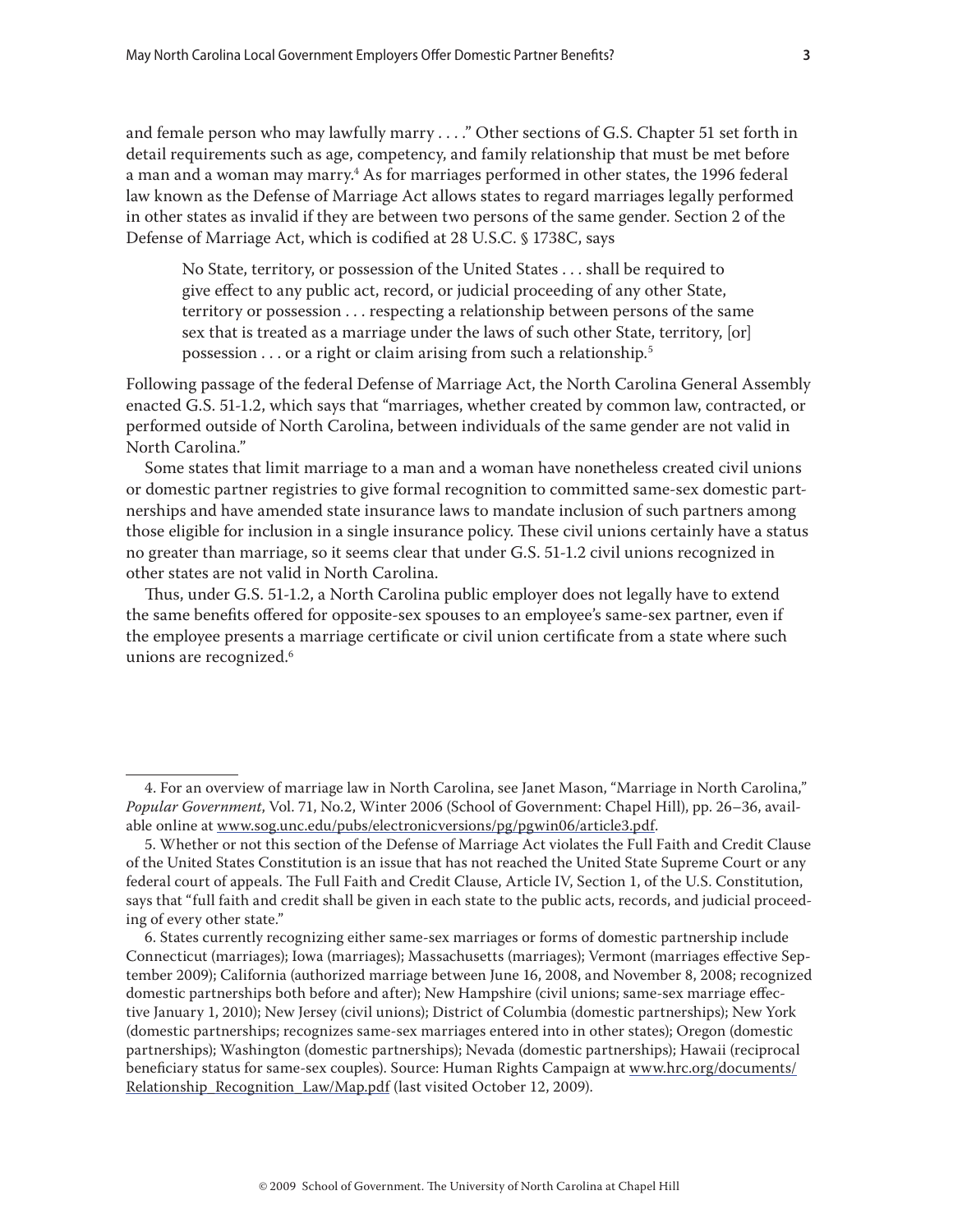and female person who may lawfully marry . . . ." Other sections of G.S. Chapter 51 set forth in detail requirements such as age, competency, and family relationship that must be met before a man and a woman may marry.[4] As for marriages performed in other states, the 1996 federal law known as the Defense of Marriage Act allows states to regard marriages legally performed in other states as invalid if they are between two persons of the same gender. Section 2 of the Defense of Marriage Act, which is codified at 28 U.S.C. § 1738C, says

> No State, territory, or possession of the United States . . . shall be required to give effect to any public act, record, or judicial proceeding of any other State, territory or possession . . . respecting a relationship between persons of the same sex that is treated as a marriage under the laws of such other State, territory, [or] possession . . . or a right or claim arising from such a relationship.[5]

Following passage of the federal Defense of Marriage Act, the North Carolina General Assembly enacted G.S. 51-1.2, which says that "marriages, whether created by common law, contracted, or performed outside of North Carolina, between individuals of the same gender are not valid in North Carolina."

Some states that limit marriage to a man and a woman have nonetheless created civil unions or domestic partner registries to give formal recognition to committed same-sex domestic partnerships and have amended state insurance laws to mandate inclusion of such partners among those eligible for inclusion in a single insurance policy. These civil unions certainly have a status no greater than marriage, so it seems clear that under G.S. 51-1.2 civil unions recognized in other states are not valid in North Carolina.

Thus, under G.S. 51-1.2, a North Carolina public employer does not legally have to extend the same benefits offered for opposite-sex spouses to an employee's same-sex partner, even if the employee presents a marriage certificate or civil union certificate from a state where such unions are recognized.[6]

---

4. For an overview of marriage law in North Carolina, see Janet Mason, "Marriage in North Carolina," *Popular Government*, Vol. 71, No.2, Winter 2006 (School of Government: Chapel Hill), pp. 26–36, available online at www.sog.unc.edu/pubs/electronicversions/pg/pgwin06/article3.pdf.

5. Whether or not this section of the Defense of Marriage Act violates the Full Faith and Credit Clause of the United States Constitution is an issue that has not reached the United State Supreme Court or any federal court of appeals. The Full Faith and Credit Clause, Article IV, Section 1, of the U.S. Constitution, says that "full faith and credit shall be given in each state to the public acts, records, and judicial proceeding of every other state."

6. States currently recognizing either same-sex marriages or forms of domestic partnership include Connecticut (marriages); Iowa (marriages); Massachusetts (marriages); Vermont (marriages effective September 2009); California (authorized marriage between June 16, 2008, and November 8, 2008; recognized domestic partnerships both before and after); New Hampshire (civil unions; same-sex marriage effective January 1, 2010); New Jersey (civil unions); District of Columbia (domestic partnerships); New York (domestic partnerships; recognizes same-sex marriages entered into in other states); Oregon (domestic partnerships); Washington (domestic partnerships); Nevada (domestic partnerships); Hawaii (reciprocal beneficiary status for same-sex couples). Source: Human Rights Campaign at www.hrc.org/documents/Relationship_Recognition_Law/Map.pdf (last visited October 12, 2009).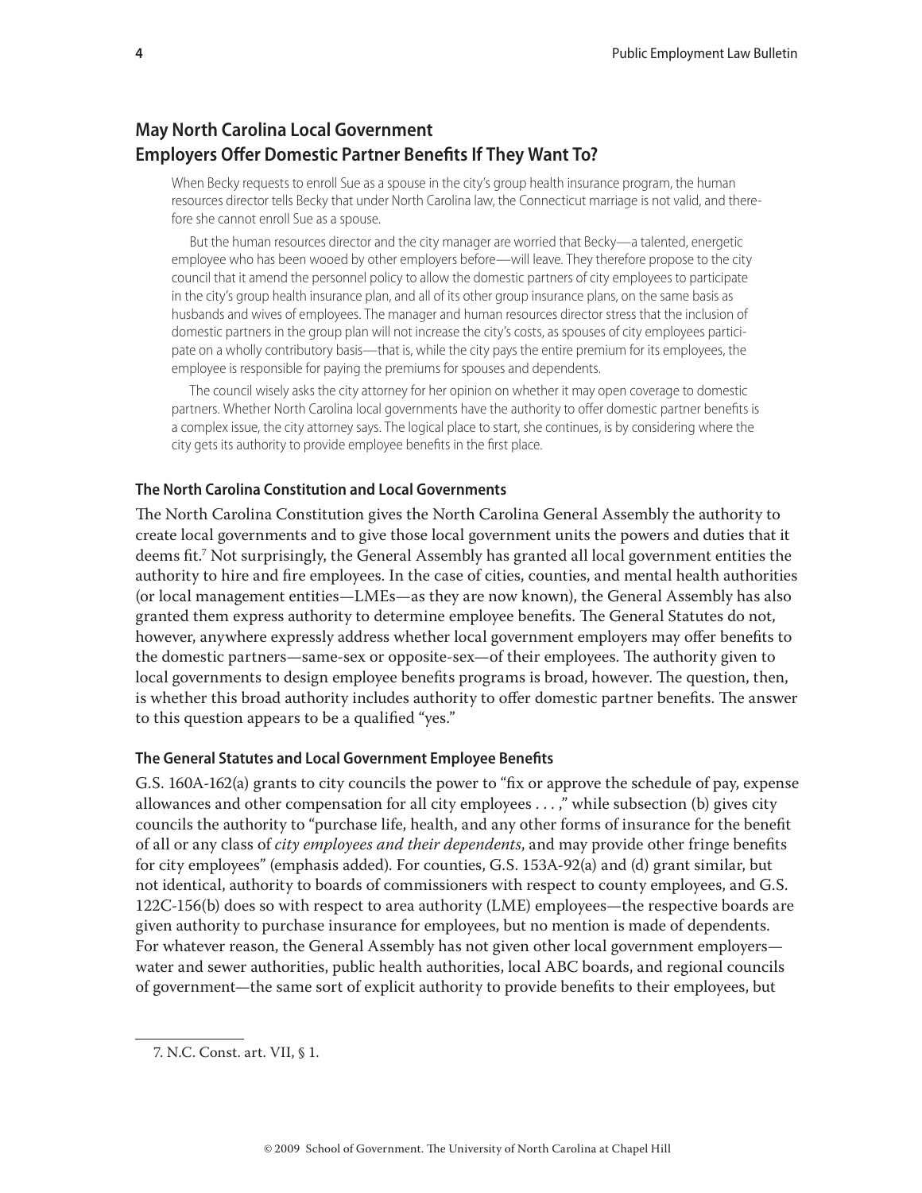## May North Carolina Local Government Employers Offer Domestic Partner Benefits If They Want To?

When Becky requests to enroll Sue as a spouse in the city's group health insurance program, the human resources director tells Becky that under North Carolina law, the Connecticut marriage is not valid, and therefore she cannot enroll Sue as a spouse.

But the human resources director and the city manager are worried that Becky—a talented, energetic employee who has been wooed by other employers before—will leave. They therefore propose to the city council that it amend the personnel policy to allow the domestic partners of city employees to participate in the city's group health insurance plan, and all of its other group insurance plans, on the same basis as husbands and wives of employees. The manager and human resources director stress that the inclusion of domestic partners in the group plan will not increase the city's costs, as spouses of city employees participate on a wholly contributory basis—that is, while the city pays the entire premium for its employees, the employee is responsible for paying the premiums for spouses and dependents.

The council wisely asks the city attorney for her opinion on whether it may open coverage to domestic partners. Whether North Carolina local governments have the authority to offer domestic partner benefits is a complex issue, the city attorney says. The logical place to start, she continues, is by considering where the city gets its authority to provide employee benefits in the first place.

### The North Carolina Constitution and Local Governments

The North Carolina Constitution gives the North Carolina General Assembly the authority to create local governments and to give those local government units the powers and duties that it deems fit.[7] Not surprisingly, the General Assembly has granted all local government entities the authority to hire and fire employees. In the case of cities, counties, and mental health authorities (or local management entities—LMEs—as they are now known), the General Assembly has also granted them express authority to determine employee benefits. The General Statutes do not, however, anywhere expressly address whether local government employers may offer benefits to the domestic partners—same-sex or opposite-sex—of their employees. The authority given to local governments to design employee benefits programs is broad, however. The question, then, is whether this broad authority includes authority to offer domestic partner benefits. The answer to this question appears to be a qualified "yes."

### The General Statutes and Local Government Employee Benefits

G.S. 160A-162(a) grants to city councils the power to "fix or approve the schedule of pay, expense allowances and other compensation for all city employees . . . ," while subsection (b) gives city councils the authority to "purchase life, health, and any other forms of insurance for the benefit of all or any class of *city employees and their dependents*, and may provide other fringe benefits for city employees" (emphasis added). For counties, G.S. 153A-92(a) and (d) grant similar, but not identical, authority to boards of commissioners with respect to county employees, and G.S. 122C-156(b) does so with respect to area authority (LME) employees—the respective boards are given authority to purchase insurance for employees, but no mention is made of dependents. For whatever reason, the General Assembly has not given other local government employers—water and sewer authorities, public health authorities, local ABC boards, and regional councils of government—the same sort of explicit authority to provide benefits to their employees, but

7. N.C. Const. art. VII, § 1.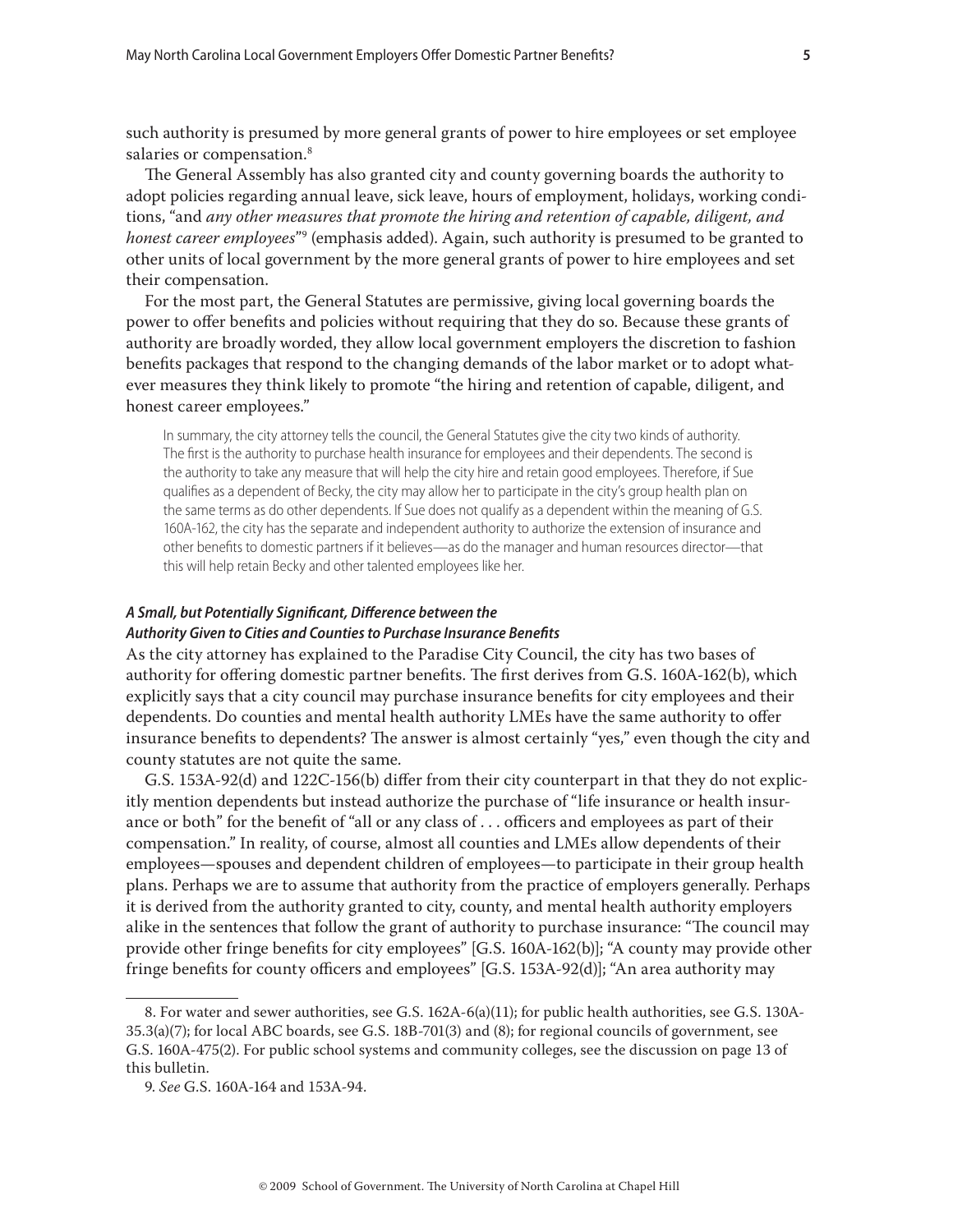such authority is presumed by more general grants of power to hire employees or set employee salaries or compensation.[8]

The General Assembly has also granted city and county governing boards the authority to adopt policies regarding annual leave, sick leave, hours of employment, holidays, working conditions, "and *any other measures that promote the hiring and retention of capable, diligent, and honest career employees*"[9] (emphasis added). Again, such authority is presumed to be granted to other units of local government by the more general grants of power to hire employees and set their compensation.

For the most part, the General Statutes are permissive, giving local governing boards the power to offer benefits and policies without requiring that they do so. Because these grants of authority are broadly worded, they allow local government employers the discretion to fashion benefits packages that respond to the changing demands of the labor market or to adopt whatever measures they think likely to promote "the hiring and retention of capable, diligent, and honest career employees."

> In summary, the city attorney tells the council, the General Statutes give the city two kinds of authority. The first is the authority to purchase health insurance for employees and their dependents. The second is the authority to take any measure that will help the city hire and retain good employees. Therefore, if Sue qualifies as a dependent of Becky, the city may allow her to participate in the city's group health plan on the same terms as do other dependents. If Sue does not qualify as a dependent within the meaning of G.S. 160A-162, the city has the separate and independent authority to authorize the extension of insurance and other benefits to domestic partners if it believes—as do the manager and human resources director—that this will help retain Becky and other talented employees like her.

#### *A Small, but Potentially Significant, Difference between the Authority Given to Cities and Counties to Purchase Insurance Benefits*

As the city attorney has explained to the Paradise City Council, the city has two bases of authority for offering domestic partner benefits. The first derives from G.S. 160A-162(b), which explicitly says that a city council may purchase insurance benefits for city employees and their dependents. Do counties and mental health authority LMEs have the same authority to offer insurance benefits to dependents? The answer is almost certainly "yes," even though the city and county statutes are not quite the same.

G.S. 153A-92(d) and 122C-156(b) differ from their city counterpart in that they do not explicitly mention dependents but instead authorize the purchase of "life insurance or health insurance or both" for the benefit of "all or any class of . . . officers and employees as part of their compensation." In reality, of course, almost all counties and LMEs allow dependents of their employees—spouses and dependent children of employees—to participate in their group health plans. Perhaps we are to assume that authority from the practice of employers generally. Perhaps it is derived from the authority granted to city, county, and mental health authority employers alike in the sentences that follow the grant of authority to purchase insurance: "The council may provide other fringe benefits for city employees" [G.S. 160A-162(b)]; "A county may provide other fringe benefits for county officers and employees" [G.S. 153A-92(d)]; "An area authority may

---

8. For water and sewer authorities, see G.S. 162A-6(a)(11); for public health authorities, see G.S. 130A-35.3(a)(7); for local ABC boards, see G.S. 18B-701(3) and (8); for regional councils of government, see G.S. 160A-475(2). For public school systems and community colleges, see the discussion on page 13 of this bulletin.

9. *See* G.S. 160A-164 and 153A-94.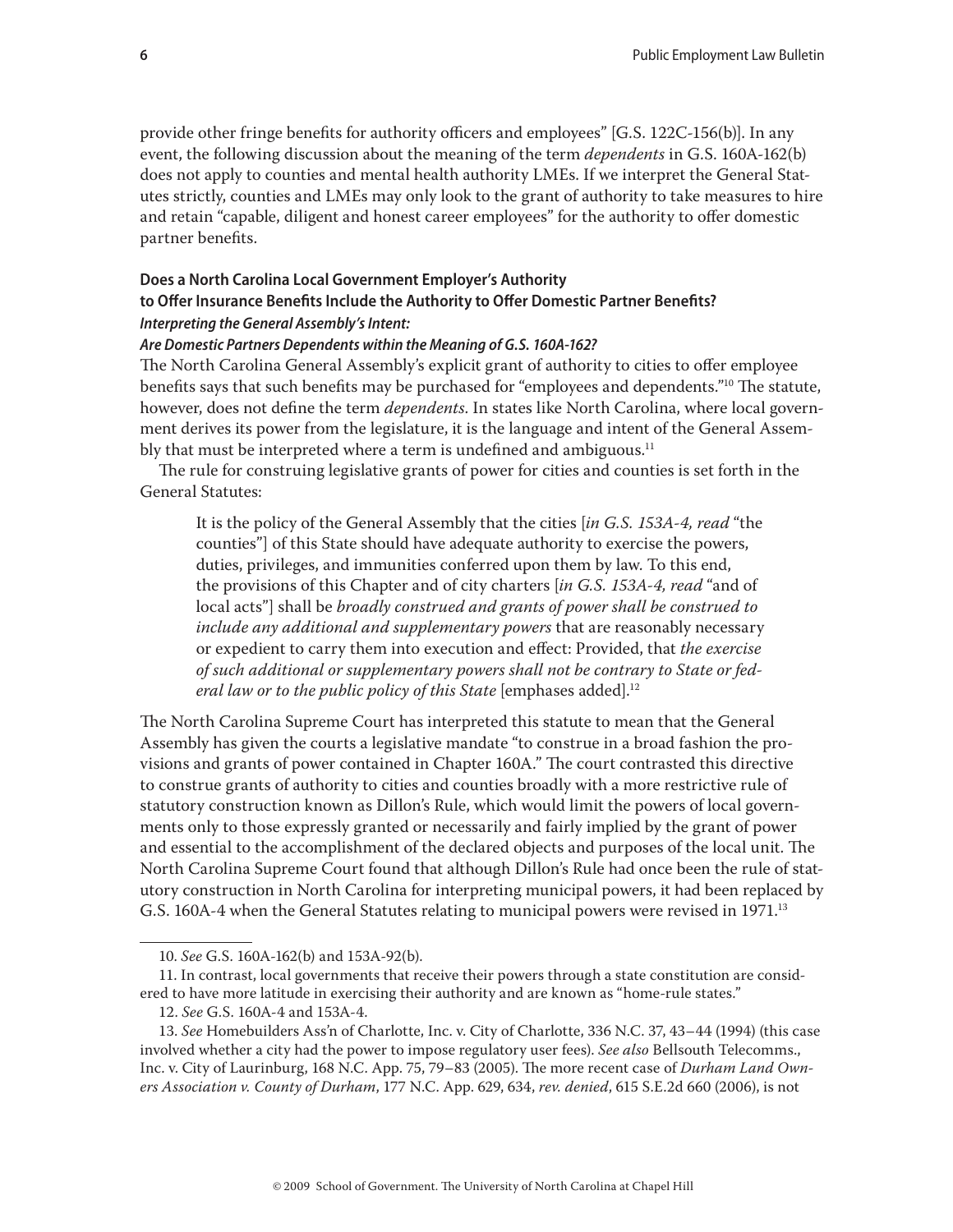provide other fringe benefits for authority officers and employees" [G.S. 122C-156(b)]. In any event, the following discussion about the meaning of the term *dependents* in G.S. 160A-162(b) does not apply to counties and mental health authority LMEs. If we interpret the General Statutes strictly, counties and LMEs may only look to the grant of authority to take measures to hire and retain "capable, diligent and honest career employees" for the authority to offer domestic partner benefits.

## Does a North Carolina Local Government Employer's Authority to Offer Insurance Benefits Include the Authority to Offer Domestic Partner Benefits?

### *Interpreting the General Assembly's Intent:*

### *Are Domestic Partners Dependents within the Meaning of G.S. 160A-162?*

The North Carolina General Assembly's explicit grant of authority to cities to offer employee benefits says that such benefits may be purchased for "employees and dependents."[10] The statute, however, does not define the term *dependents*. In states like North Carolina, where local government derives its power from the legislature, it is the language and intent of the General Assembly that must be interpreted where a term is undefined and ambiguous.[11]

The rule for construing legislative grants of power for cities and counties is set forth in the General Statutes:

> It is the policy of the General Assembly that the cities [*in G.S. 153A-4, read* "the counties"] of this State should have adequate authority to exercise the powers, duties, privileges, and immunities conferred upon them by law. To this end, the provisions of this Chapter and of city charters [*in G.S. 153A-4, read* "and of local acts"] shall be *broadly construed and grants of power shall be construed to include any additional and supplementary powers* that are reasonably necessary or expedient to carry them into execution and effect: Provided, that *the exercise of such additional or supplementary powers shall not be contrary to State or federal law or to the public policy of this State* [emphases added].[12]

The North Carolina Supreme Court has interpreted this statute to mean that the General Assembly has given the courts a legislative mandate "to construe in a broad fashion the provisions and grants of power contained in Chapter 160A." The court contrasted this directive to construe grants of authority to cities and counties broadly with a more restrictive rule of statutory construction known as Dillon's Rule, which would limit the powers of local governments only to those expressly granted or necessarily and fairly implied by the grant of power and essential to the accomplishment of the declared objects and purposes of the local unit. The North Carolina Supreme Court found that although Dillon's Rule had once been the rule of statutory construction in North Carolina for interpreting municipal powers, it had been replaced by G.S. 160A-4 when the General Statutes relating to municipal powers were revised in 1971.[13]

---

10. *See* G.S. 160A-162(b) and 153A-92(b).

11. In contrast, local governments that receive their powers through a state constitution are considered to have more latitude in exercising their authority and are known as "home-rule states."

12. *See* G.S. 160A-4 and 153A-4.

13. *See* Homebuilders Ass'n of Charlotte, Inc. v. City of Charlotte, 336 N.C. 37, 43–44 (1994) (this case involved whether a city had the power to impose regulatory user fees). *See also* Bellsouth Telecomms., Inc. v. City of Laurinburg, 168 N.C. App. 75, 79–83 (2005). The more recent case of *Durham Land Owners Association v. County of Durham*, 177 N.C. App. 629, 634, *rev. denied*, 615 S.E.2d 660 (2006), is not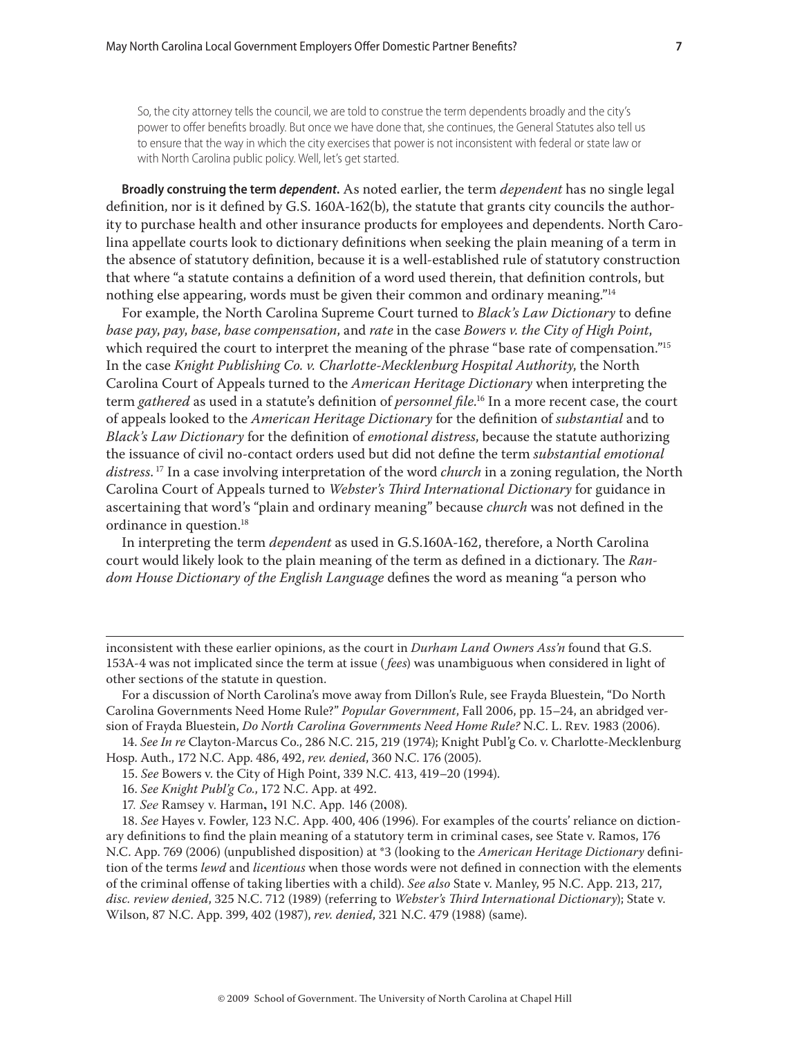So, the city attorney tells the council, we are told to construe the term dependents broadly and the city's power to offer benefits broadly. But once we have done that, she continues, the General Statutes also tell us to ensure that the way in which the city exercises that power is not inconsistent with federal or state law or with North Carolina public policy. Well, let's get started.

**Broadly construing the term *dependent*.** As noted earlier, the term *dependent* has no single legal definition, nor is it defined by G.S. 160A-162(b), the statute that grants city councils the authority to purchase health and other insurance products for employees and dependents. North Carolina appellate courts look to dictionary definitions when seeking the plain meaning of a term in the absence of statutory definition, because it is a well-established rule of statutory construction that where "a statute contains a definition of a word used therein, that definition controls, but nothing else appearing, words must be given their common and ordinary meaning."[14]

For example, the North Carolina Supreme Court turned to *Black's Law Dictionary* to define *base pay*, *pay*, *base*, *base compensation*, and *rate* in the case *Bowers v. the City of High Point*, which required the court to interpret the meaning of the phrase "base rate of compensation."[15] In the case *Knight Publishing Co. v. Charlotte-Mecklenburg Hospital Authority*, the North Carolina Court of Appeals turned to the *American Heritage Dictionary* when interpreting the term *gathered* as used in a statute's definition of *personnel file*.[16] In a more recent case, the court of appeals looked to the *American Heritage Dictionary* for the definition of *substantial* and to *Black's Law Dictionary* for the definition of *emotional distress*, because the statute authorizing the issuance of civil no-contact orders used but did not define the term *substantial emotional distress*.[17] In a case involving interpretation of the word *church* in a zoning regulation, the North Carolina Court of Appeals turned to *Webster's Third International Dictionary* for guidance in ascertaining that word's "plain and ordinary meaning" because *church* was not defined in the ordinance in question.[18]

In interpreting the term *dependent* as used in G.S.160A-162, therefore, a North Carolina court would likely look to the plain meaning of the term as defined in a dictionary. The *Random House Dictionary of the English Language* defines the word as meaning "a person who

---

inconsistent with these earlier opinions, as the court in *Durham Land Owners Ass'n* found that G.S. 153A-4 was not implicated since the term at issue (*fees*) was unambiguous when considered in light of other sections of the statute in question.

For a discussion of North Carolina's move away from Dillon's Rule, see Frayda Bluestein, "Do North Carolina Governments Need Home Rule?" *Popular Government*, Fall 2006, pp. 15–24, an abridged version of Frayda Bluestein, *Do North Carolina Governments Need Home Rule?* N.C. L. Rev. 1983 (2006).

14. *See In re* Clayton-Marcus Co., 286 N.C. 215, 219 (1974); Knight Publ'g Co. v. Charlotte-Mecklenburg Hosp. Auth., 172 N.C. App. 486, 492, *rev. denied*, 360 N.C. 176 (2005).

15. *See* Bowers v. the City of High Point, 339 N.C. 413, 419–20 (1994).

16. *See Knight Publ'g Co.*, 172 N.C. App. at 492.

17. *See* Ramsey v. Harman**,** 191 N.C. App. 146 (2008).

18. *See* Hayes v. Fowler, 123 N.C. App. 400, 406 (1996). For examples of the courts' reliance on dictionary definitions to find the plain meaning of a statutory term in criminal cases, see State v. Ramos, 176 N.C. App. 769 (2006) (unpublished disposition) at *3 (looking to the *American Heritage Dictionary* definition of the terms *lewd* and *licentious* when those words were not defined in connection with the elements of the criminal offense of taking liberties with a child). *See also* State v. Manley, 95 N.C. App. 213, 217, *disc. review denied*, 325 N.C. 712 (1989) (referring to *Webster's Third International Dictionary*); State v. Wilson, 87 N.C. App. 399, 402 (1987), *rev. denied*, 321 N.C. 479 (1988) (same).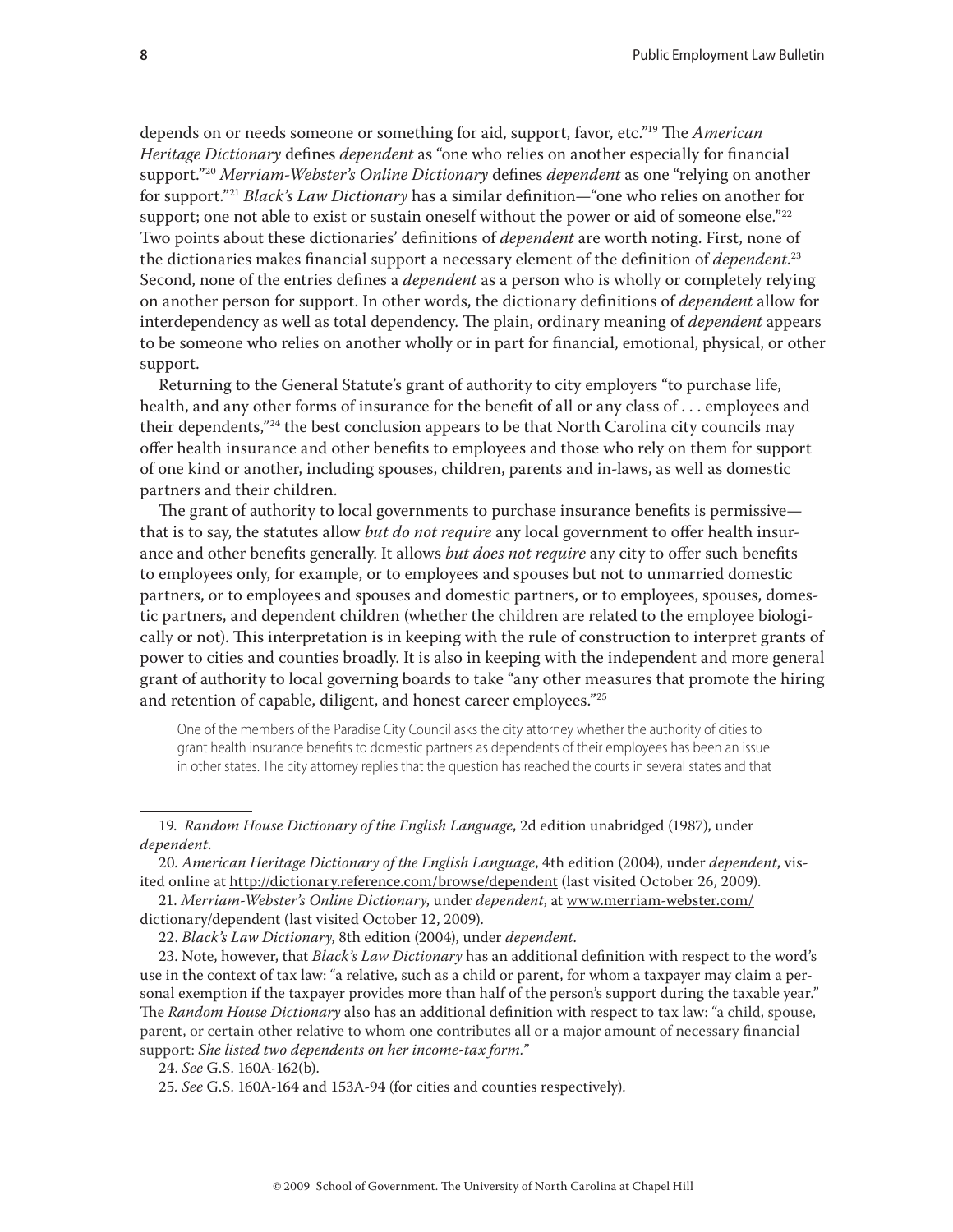depends on or needs someone or something for aid, support, favor, etc."[19] The *American Heritage Dictionary* defines *dependent* as "one who relies on another especially for financial support."[20] *Merriam-Webster's Online Dictionary* defines *dependent* as one "relying on another for support."[21] *Black's Law Dictionary* has a similar definition—"one who relies on another for support; one not able to exist or sustain oneself without the power or aid of someone else."[22] Two points about these dictionaries' definitions of *dependent* are worth noting. First, none of the dictionaries makes financial support a necessary element of the definition of *dependent*.[23] Second, none of the entries defines a *dependent* as a person who is wholly or completely relying on another person for support. In other words, the dictionary definitions of *dependent* allow for interdependency as well as total dependency. The plain, ordinary meaning of *dependent* appears to be someone who relies on another wholly or in part for financial, emotional, physical, or other support.

Returning to the General Statute's grant of authority to city employers "to purchase life, health, and any other forms of insurance for the benefit of all or any class of . . . employees and their dependents,"[24] the best conclusion appears to be that North Carolina city councils may offer health insurance and other benefits to employees and those who rely on them for support of one kind or another, including spouses, children, parents and in-laws, as well as domestic partners and their children.

The grant of authority to local governments to purchase insurance benefits is permissive—that is to say, the statutes allow *but do not require* any local government to offer health insurance and other benefits generally. It allows *but does not require* any city to offer such benefits to employees only, for example, or to employees and spouses but not to unmarried domestic partners, or to employees and spouses and domestic partners, or to employees, spouses, domestic partners, and dependent children (whether the children are related to the employee biologically or not). This interpretation is in keeping with the rule of construction to interpret grants of power to cities and counties broadly. It is also in keeping with the independent and more general grant of authority to local governing boards to take "any other measures that promote the hiring and retention of capable, diligent, and honest career employees."[25]

> One of the members of the Paradise City Council asks the city attorney whether the authority of cities to grant health insurance benefits to domestic partners as dependents of their employees has been an issue in other states. The city attorney replies that the question has reached the courts in several states and that

---

19. *Random House Dictionary of the English Language*, 2d edition unabridged (1987), under *dependent*.

20. *American Heritage Dictionary of the English Language*, 4th edition (2004), under *dependent*, visited online at http://dictionary.reference.com/browse/dependent (last visited October 26, 2009).

21. *Merriam-Webster's Online Dictionary*, under *dependent*, at www.merriam-webster.com/dictionary/dependent (last visited October 12, 2009).

22. *Black's Law Dictionary*, 8th edition (2004), under *dependent*.

23. Note, however, that *Black's Law Dictionary* has an additional definition with respect to the word's use in the context of tax law: "a relative, such as a child or parent, for whom a taxpayer may claim a personal exemption if the taxpayer provides more than half of the person's support during the taxable year." The *Random House Dictionary* also has an additional definition with respect to tax law: "a child, spouse, parent, or certain other relative to whom one contributes all or a major amount of necessary financial support: *She listed two dependents on her income-tax form*."

24. *See* G.S. 160A-162(b).

25. *See* G.S. 160A-164 and 153A-94 (for cities and counties respectively).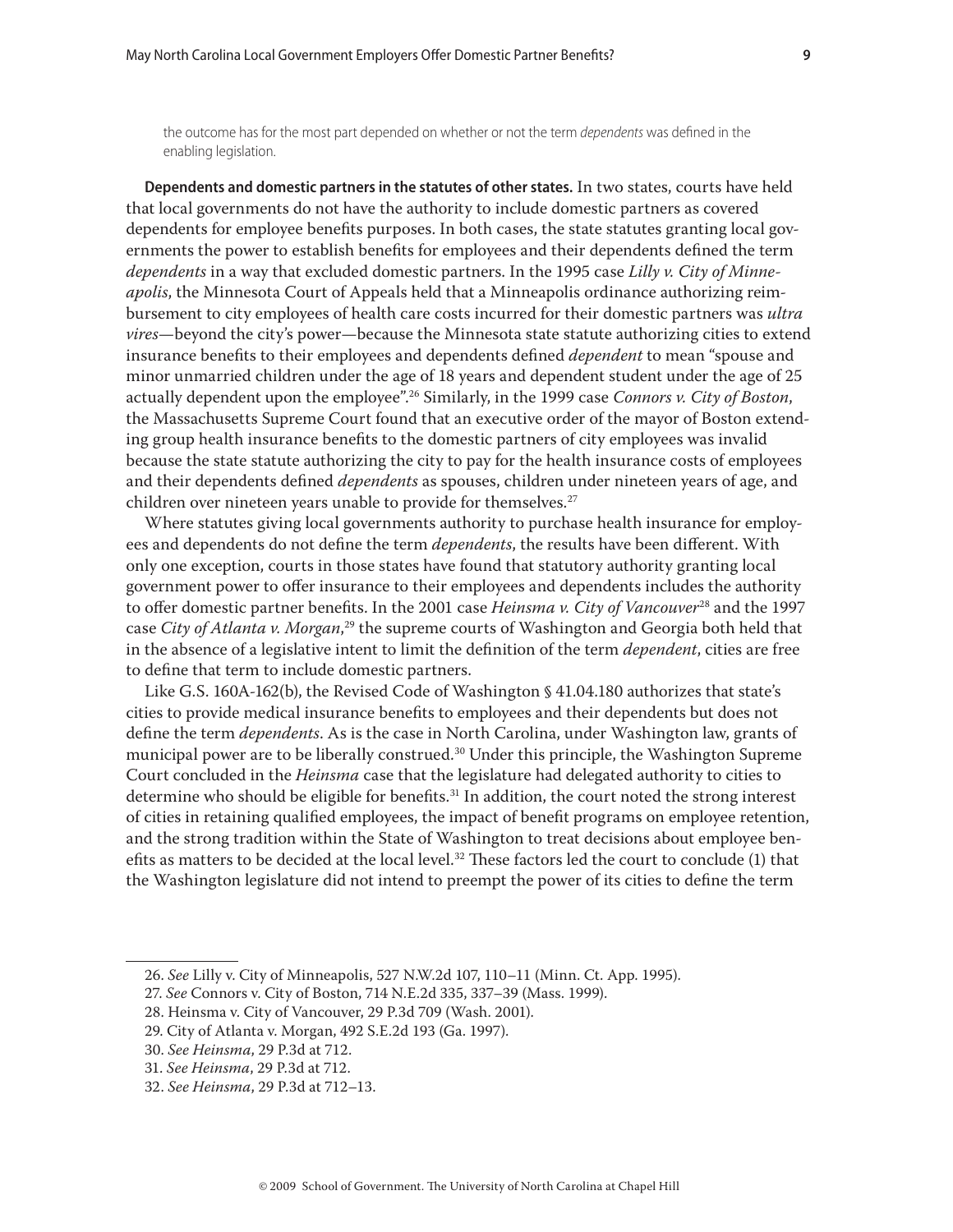the outcome has for the most part depended on whether or not the term *dependents* was defined in the enabling legislation.

**Dependents and domestic partners in the statutes of other states.** In two states, courts have held that local governments do not have the authority to include domestic partners as covered dependents for employee benefits purposes. In both cases, the state statutes granting local governments the power to establish benefits for employees and their dependents defined the term *dependents* in a way that excluded domestic partners. In the 1995 case *Lilly v. City of Minneapolis*, the Minnesota Court of Appeals held that a Minneapolis ordinance authorizing reimbursement to city employees of health care costs incurred for their domestic partners was *ultra vires*—beyond the city's power—because the Minnesota state statute authorizing cities to extend insurance benefits to their employees and dependents defined *dependent* to mean "spouse and minor unmarried children under the age of 18 years and dependent student under the age of 25 actually dependent upon the employee".[26] Similarly, in the 1999 case *Connors v. City of Boston*, the Massachusetts Supreme Court found that an executive order of the mayor of Boston extending group health insurance benefits to the domestic partners of city employees was invalid because the state statute authorizing the city to pay for the health insurance costs of employees and their dependents defined *dependents* as spouses, children under nineteen years of age, and children over nineteen years unable to provide for themselves.[27]

Where statutes giving local governments authority to purchase health insurance for employees and dependents do not define the term *dependents*, the results have been different. With only one exception, courts in those states have found that statutory authority granting local government power to offer insurance to their employees and dependents includes the authority to offer domestic partner benefits. In the 2001 case *Heinsma v. City of Vancouver*[28] and the 1997 case *City of Atlanta v. Morgan*,[29] the supreme courts of Washington and Georgia both held that in the absence of a legislative intent to limit the definition of the term *dependent*, cities are free to define that term to include domestic partners.

Like G.S. 160A-162(b), the Revised Code of Washington § 41.04.180 authorizes that state's cities to provide medical insurance benefits to employees and their dependents but does not define the term *dependents*. As is the case in North Carolina, under Washington law, grants of municipal power are to be liberally construed.[30] Under this principle, the Washington Supreme Court concluded in the *Heinsma* case that the legislature had delegated authority to cities to determine who should be eligible for benefits.[31] In addition, the court noted the strong interest of cities in retaining qualified employees, the impact of benefit programs on employee retention, and the strong tradition within the State of Washington to treat decisions about employee benefits as matters to be decided at the local level.[32] These factors led the court to conclude (1) that the Washington legislature did not intend to preempt the power of its cities to define the term

---

26. *See* Lilly v. City of Minneapolis, 527 N.W.2d 107, 110–11 (Minn. Ct. App. 1995).

27. *See* Connors v. City of Boston, 714 N.E.2d 335, 337–39 (Mass. 1999).

28. Heinsma v. City of Vancouver, 29 P.3d 709 (Wash. 2001).

29. City of Atlanta v. Morgan, 492 S.E.2d 193 (Ga. 1997).

30. *See Heinsma*, 29 P.3d at 712.

31. *See Heinsma*, 29 P.3d at 712.

32. *See Heinsma*, 29 P.3d at 712–13.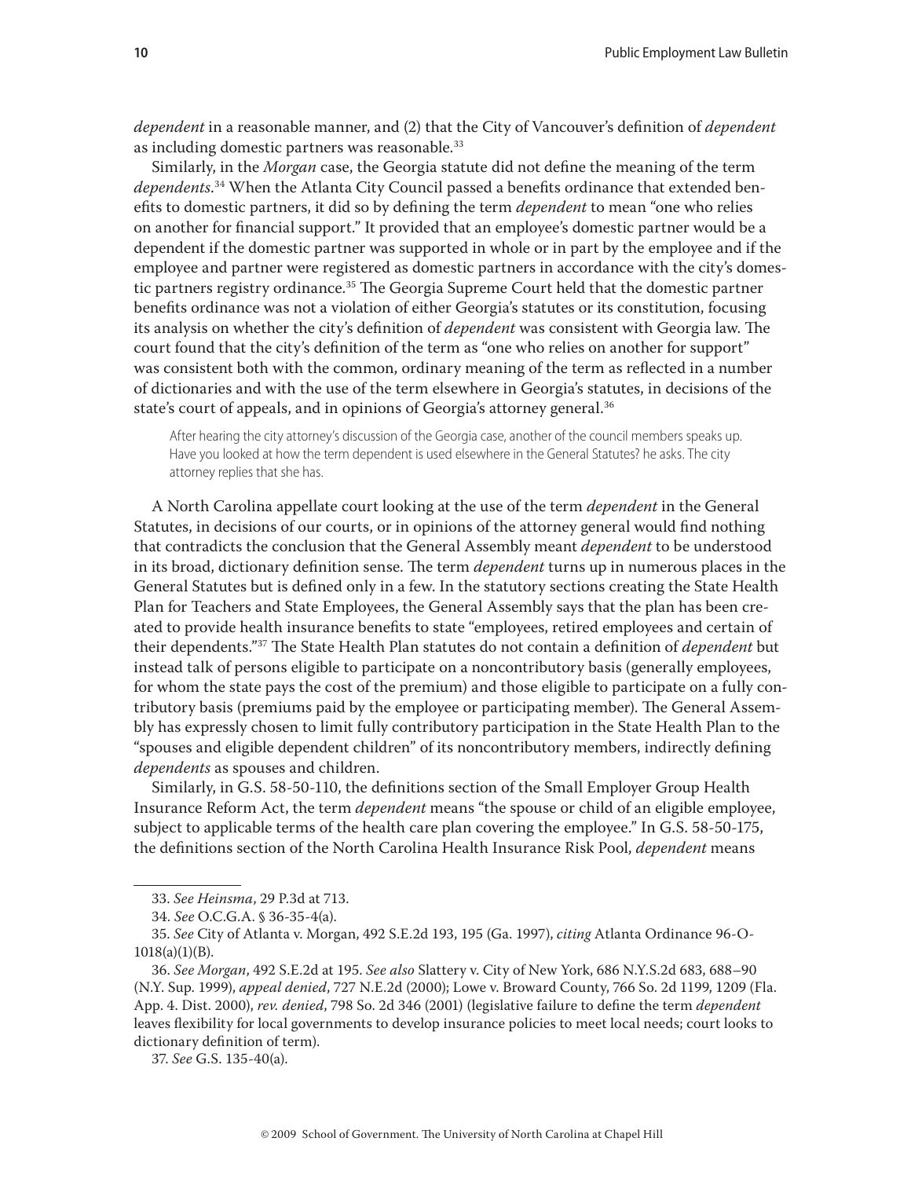*dependent* in a reasonable manner, and (2) that the City of Vancouver's definition of *dependent* as including domestic partners was reasonable.[33]

Similarly, in the *Morgan* case, the Georgia statute did not define the meaning of the term *dependents*.[34] When the Atlanta City Council passed a benefits ordinance that extended benefits to domestic partners, it did so by defining the term *dependent* to mean "one who relies on another for financial support." It provided that an employee's domestic partner would be a dependent if the domestic partner was supported in whole or in part by the employee and if the employee and partner were registered as domestic partners in accordance with the city's domestic partners registry ordinance.[35] The Georgia Supreme Court held that the domestic partner benefits ordinance was not a violation of either Georgia's statutes or its constitution, focusing its analysis on whether the city's definition of *dependent* was consistent with Georgia law. The court found that the city's definition of the term as "one who relies on another for support" was consistent both with the common, ordinary meaning of the term as reflected in a number of dictionaries and with the use of the term elsewhere in Georgia's statutes, in decisions of the state's court of appeals, and in opinions of Georgia's attorney general.[36]

> After hearing the city attorney's discussion of the Georgia case, another of the council members speaks up. Have you looked at how the term dependent is used elsewhere in the General Statutes? he asks. The city attorney replies that she has.

A North Carolina appellate court looking at the use of the term *dependent* in the General Statutes, in decisions of our courts, or in opinions of the attorney general would find nothing that contradicts the conclusion that the General Assembly meant *dependent* to be understood in its broad, dictionary definition sense. The term *dependent* turns up in numerous places in the General Statutes but is defined only in a few. In the statutory sections creating the State Health Plan for Teachers and State Employees, the General Assembly says that the plan has been created to provide health insurance benefits to state "employees, retired employees and certain of their dependents."[37] The State Health Plan statutes do not contain a definition of *dependent* but instead talk of persons eligible to participate on a noncontributory basis (generally employees, for whom the state pays the cost of the premium) and those eligible to participate on a fully contributory basis (premiums paid by the employee or participating member). The General Assembly has expressly chosen to limit fully contributory participation in the State Health Plan to the "spouses and eligible dependent children" of its noncontributory members, indirectly defining *dependents* as spouses and children.

Similarly, in G.S. 58-50-110, the definitions section of the Small Employer Group Health Insurance Reform Act, the term *dependent* means "the spouse or child of an eligible employee, subject to applicable terms of the health care plan covering the employee." In G.S. 58-50-175, the definitions section of the North Carolina Health Insurance Risk Pool, *dependent* means

---

33. *See Heinsma*, 29 P.3d at 713.

34. *See* O.C.G.A. § 36-35-4(a).

35. *See* City of Atlanta v. Morgan, 492 S.E.2d 193, 195 (Ga. 1997), *citing* Atlanta Ordinance 96-O-1018(a)(1)(B).

36. *See Morgan*, 492 S.E.2d at 195. *See also* Slattery v. City of New York, 686 N.Y.S.2d 683, 688–90 (N.Y. Sup. 1999), *appeal denied*, 727 N.E.2d (2000); Lowe v. Broward County, 766 So. 2d 1199, 1209 (Fla. App. 4. Dist. 2000), *rev. denied*, 798 So. 2d 346 (2001) (legislative failure to define the term *dependent* leaves flexibility for local governments to develop insurance policies to meet local needs; court looks to dictionary definition of term).

37. *See* G.S. 135-40(a).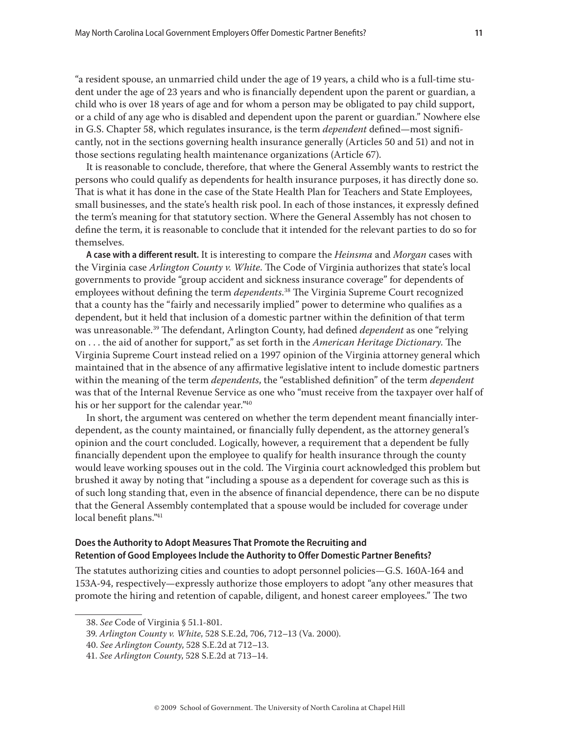"a resident spouse, an unmarried child under the age of 19 years, a child who is a full-time student under the age of 23 years and who is financially dependent upon the parent or guardian, a child who is over 18 years of age and for whom a person may be obligated to pay child support, or a child of any age who is disabled and dependent upon the parent or guardian." Nowhere else in G.S. Chapter 58, which regulates insurance, is the term *dependent* defined—most significantly, not in the sections governing health insurance generally (Articles 50 and 51) and not in those sections regulating health maintenance organizations (Article 67).

It is reasonable to conclude, therefore, that where the General Assembly wants to restrict the persons who could qualify as dependents for health insurance purposes, it has directly done so. That is what it has done in the case of the State Health Plan for Teachers and State Employees, small businesses, and the state's health risk pool. In each of those instances, it expressly defined the term's meaning for that statutory section. Where the General Assembly has not chosen to define the term, it is reasonable to conclude that it intended for the relevant parties to do so for themselves.

**A case with a different result.** It is interesting to compare the *Heinsma* and *Morgan* cases with the Virginia case *Arlington County v. White*. The Code of Virginia authorizes that state's local governments to provide "group accident and sickness insurance coverage" for dependents of employees without defining the term *dependents*.[38] The Virginia Supreme Court recognized that a county has the "fairly and necessarily implied" power to determine who qualifies as a dependent, but it held that inclusion of a domestic partner within the definition of that term was unreasonable.[39] The defendant, Arlington County, had defined *dependent* as one "relying on . . . the aid of another for support," as set forth in the *American Heritage Dictionary*. The Virginia Supreme Court instead relied on a 1997 opinion of the Virginia attorney general which maintained that in the absence of any affirmative legislative intent to include domestic partners within the meaning of the term *dependents*, the "established definition" of the term *dependent* was that of the Internal Revenue Service as one who "must receive from the taxpayer over half of his or her support for the calendar year."[40]

In short, the argument was centered on whether the term dependent meant financially interdependent, as the county maintained, or financially fully dependent, as the attorney general's opinion and the court concluded. Logically, however, a requirement that a dependent be fully financially dependent upon the employee to qualify for health insurance through the county would leave working spouses out in the cold. The Virginia court acknowledged this problem but brushed it away by noting that "including a spouse as a dependent for coverage such as this is of such long standing that, even in the absence of financial dependence, there can be no dispute that the General Assembly contemplated that a spouse would be included for coverage under local benefit plans."[41]

### Does the Authority to Adopt Measures That Promote the Recruiting and Retention of Good Employees Include the Authority to Offer Domestic Partner Benefits?

The statutes authorizing cities and counties to adopt personnel policies—G.S. 160A-164 and 153A-94, respectively—expressly authorize those employers to adopt "any other measures that promote the hiring and retention of capable, diligent, and honest career employees." The two

---

38. *See* Code of Virginia § 51.1-801.

39. *Arlington County v. White*, 528 S.E.2d, 706, 712–13 (Va. 2000).

40. *See Arlington County*, 528 S.E.2d at 712–13.

41. *See Arlington County*, 528 S.E.2d at 713–14.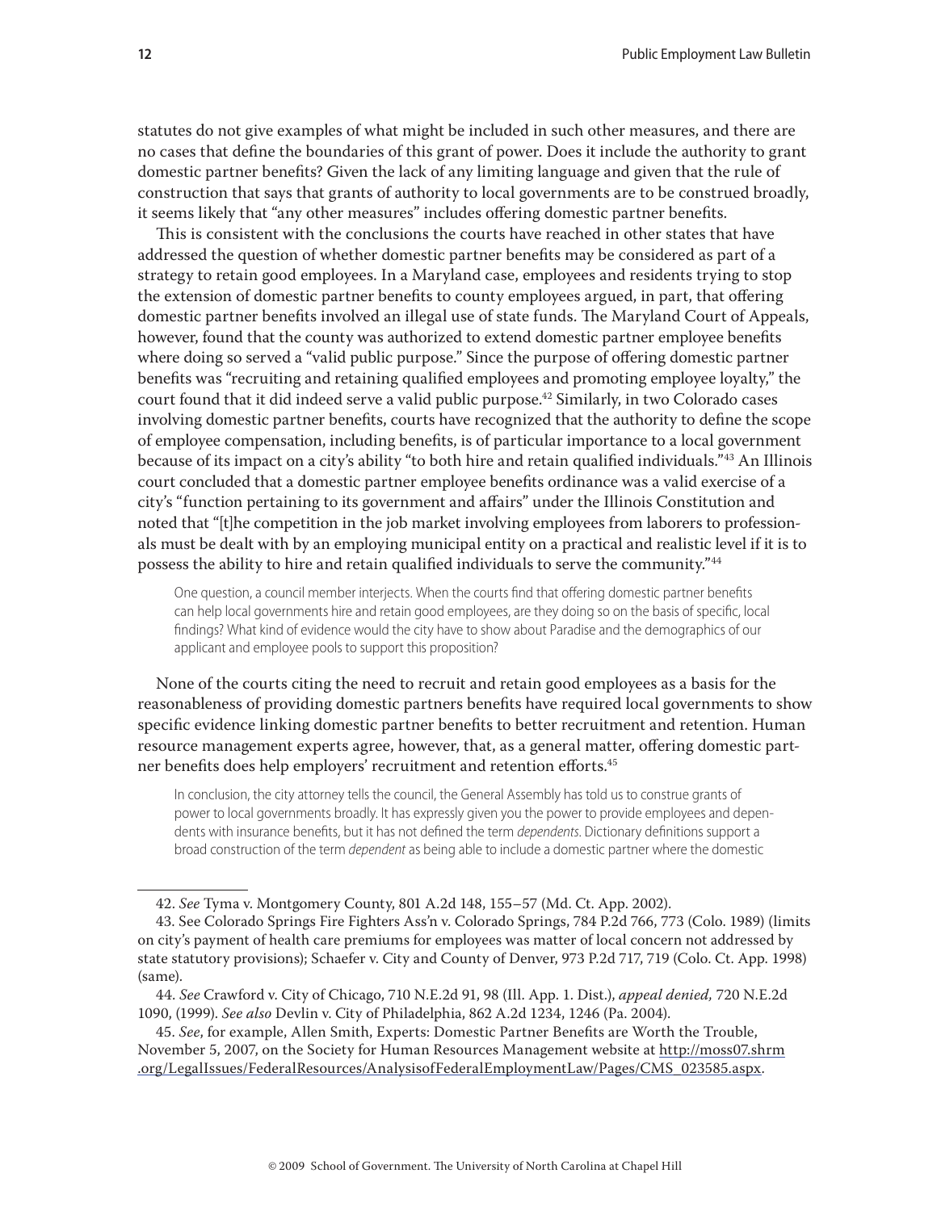statutes do not give examples of what might be included in such other measures, and there are no cases that define the boundaries of this grant of power. Does it include the authority to grant domestic partner benefits? Given the lack of any limiting language and given that the rule of construction that says that grants of authority to local governments are to be construed broadly, it seems likely that "any other measures" includes offering domestic partner benefits.

This is consistent with the conclusions the courts have reached in other states that have addressed the question of whether domestic partner benefits may be considered as part of a strategy to retain good employees. In a Maryland case, employees and residents trying to stop the extension of domestic partner benefits to county employees argued, in part, that offering domestic partner benefits involved an illegal use of state funds. The Maryland Court of Appeals, however, found that the county was authorized to extend domestic partner employee benefits where doing so served a "valid public purpose." Since the purpose of offering domestic partner benefits was "recruiting and retaining qualified employees and promoting employee loyalty," the court found that it did indeed serve a valid public purpose.[42] Similarly, in two Colorado cases involving domestic partner benefits, courts have recognized that the authority to define the scope of employee compensation, including benefits, is of particular importance to a local government because of its impact on a city's ability "to both hire and retain qualified individuals."[43] An Illinois court concluded that a domestic partner employee benefits ordinance was a valid exercise of a city's "function pertaining to its government and affairs" under the Illinois Constitution and noted that "[t]he competition in the job market involving employees from laborers to professionals must be dealt with by an employing municipal entity on a practical and realistic level if it is to possess the ability to hire and retain qualified individuals to serve the community."[44]

> One question, a council member interjects. When the courts find that offering domestic partner benefits can help local governments hire and retain good employees, are they doing so on the basis of specific, local findings? What kind of evidence would the city have to show about Paradise and the demographics of our applicant and employee pools to support this proposition?

None of the courts citing the need to recruit and retain good employees as a basis for the reasonableness of providing domestic partners benefits have required local governments to show specific evidence linking domestic partner benefits to better recruitment and retention. Human resource management experts agree, however, that, as a general matter, offering domestic partner benefits does help employers' recruitment and retention efforts.[45]

> In conclusion, the city attorney tells the council, the General Assembly has told us to construe grants of power to local governments broadly. It has expressly given you the power to provide employees and dependents with insurance benefits, but it has not defined the term *dependents*. Dictionary definitions support a broad construction of the term *dependent* as being able to include a domestic partner where the domestic

---

42. *See* Tyma v. Montgomery County, 801 A.2d 148, 155–57 (Md. Ct. App. 2002).

43. See Colorado Springs Fire Fighters Ass'n v. Colorado Springs, 784 P.2d 766, 773 (Colo. 1989) (limits on city's payment of health care premiums for employees was matter of local concern not addressed by state statutory provisions); Schaefer v. City and County of Denver, 973 P.2d 717, 719 (Colo. Ct. App. 1998) (same).

44. *See* Crawford v. City of Chicago, 710 N.E.2d 91, 98 (Ill. App. 1. Dist.), *appeal denied,* 720 N.E.2d 1090, (1999). *See also* Devlin v. City of Philadelphia, 862 A.2d 1234, 1246 (Pa. 2004).

45. *See*, for example, Allen Smith, Experts: Domestic Partner Benefits are Worth the Trouble, November 5, 2007, on the Society for Human Resources Management website at http://moss07.shrm.org/LegalIssues/FederalResources/AnalysisofFederalEmploymentLaw/Pages/CMS_023585.aspx.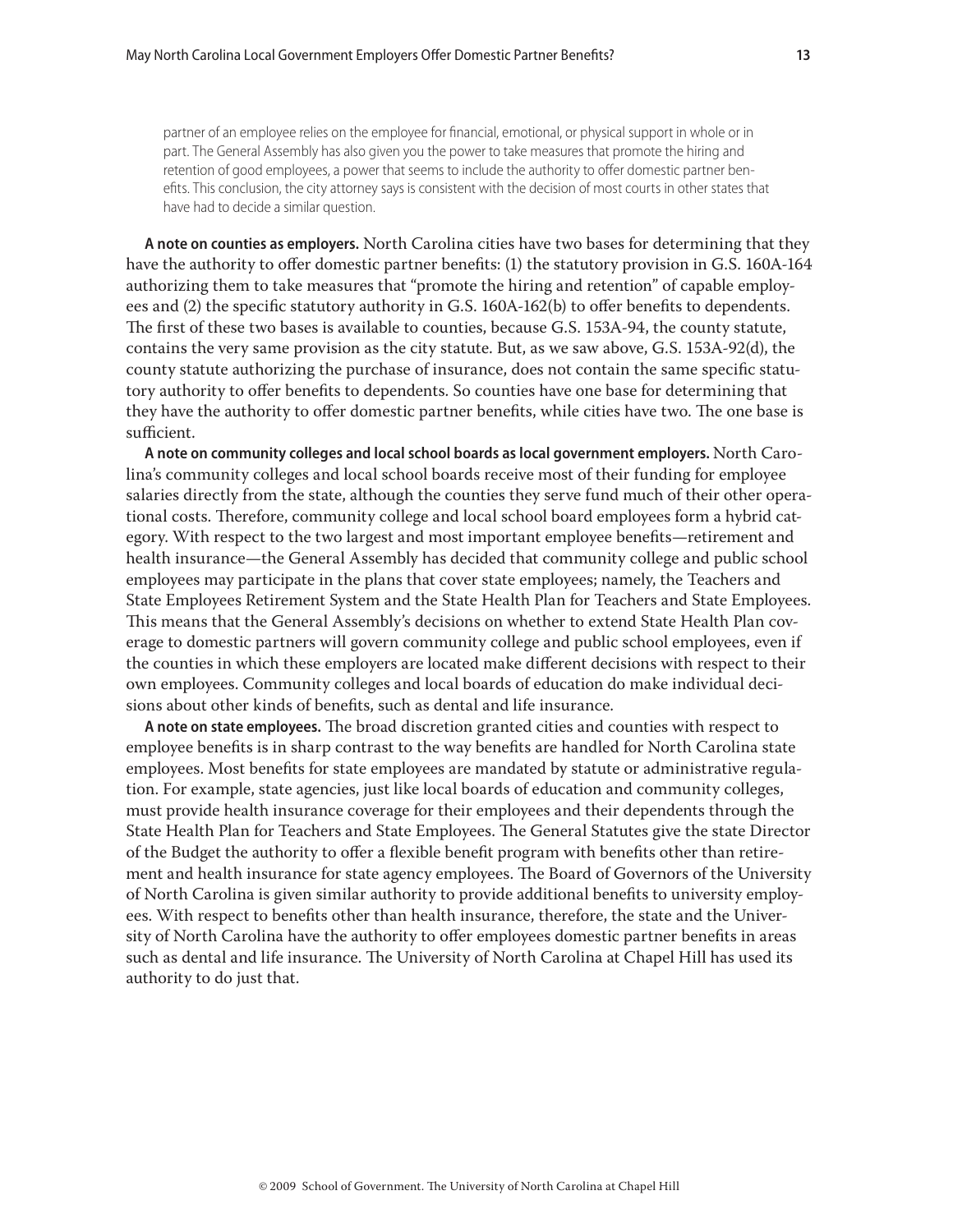> partner of an employee relies on the employee for financial, emotional, or physical support in whole or in part. The General Assembly has also given you the power to take measures that promote the hiring and retention of good employees, a power that seems to include the authority to offer domestic partner benefits. This conclusion, the city attorney says is consistent with the decision of most courts in other states that have had to decide a similar question.

**A note on counties as employers.** North Carolina cities have two bases for determining that they have the authority to offer domestic partner benefits: (1) the statutory provision in G.S. 160A-164 authorizing them to take measures that "promote the hiring and retention" of capable employees and (2) the specific statutory authority in G.S. 160A-162(b) to offer benefits to dependents. The first of these two bases is available to counties, because G.S. 153A-94, the county statute, contains the very same provision as the city statute. But, as we saw above, G.S. 153A-92(d), the county statute authorizing the purchase of insurance, does not contain the same specific statutory authority to offer benefits to dependents. So counties have one base for determining that they have the authority to offer domestic partner benefits, while cities have two. The one base is sufficient.

**A note on community colleges and local school boards as local government employers.** North Carolina's community colleges and local school boards receive most of their funding for employee salaries directly from the state, although the counties they serve fund much of their other operational costs. Therefore, community college and local school board employees form a hybrid category. With respect to the two largest and most important employee benefits—retirement and health insurance—the General Assembly has decided that community college and public school employees may participate in the plans that cover state employees; namely, the Teachers and State Employees Retirement System and the State Health Plan for Teachers and State Employees. This means that the General Assembly's decisions on whether to extend State Health Plan coverage to domestic partners will govern community college and public school employees, even if the counties in which these employers are located make different decisions with respect to their own employees. Community colleges and local boards of education do make individual decisions about other kinds of benefits, such as dental and life insurance.

**A note on state employees.** The broad discretion granted cities and counties with respect to employee benefits is in sharp contrast to the way benefits are handled for North Carolina state employees. Most benefits for state employees are mandated by statute or administrative regulation. For example, state agencies, just like local boards of education and community colleges, must provide health insurance coverage for their employees and their dependents through the State Health Plan for Teachers and State Employees. The General Statutes give the state Director of the Budget the authority to offer a flexible benefit program with benefits other than retirement and health insurance for state agency employees. The Board of Governors of the University of North Carolina is given similar authority to provide additional benefits to university employees. With respect to benefits other than health insurance, therefore, the state and the University of North Carolina have the authority to offer employees domestic partner benefits in areas such as dental and life insurance. The University of North Carolina at Chapel Hill has used its authority to do just that.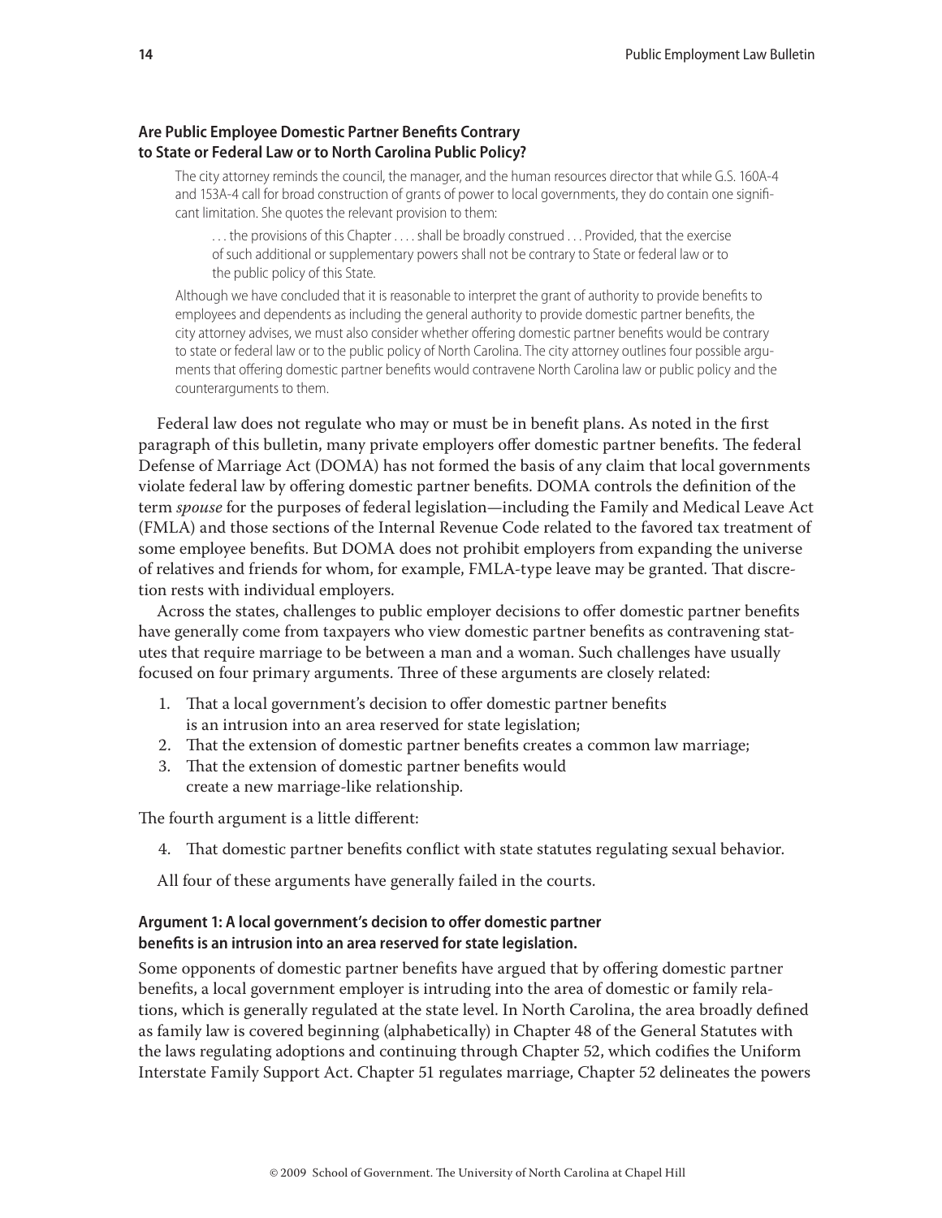### Are Public Employee Domestic Partner Benefits Contrary to State or Federal Law or to North Carolina Public Policy?

> The city attorney reminds the council, the manager, and the human resources director that while G.S. 160A-4 and 153A-4 call for broad construction of grants of power to local governments, they do contain one significant limitation. She quotes the relevant provision to them:
>
> > . . . the provisions of this Chapter . . . . shall be broadly construed . . . Provided, that the exercise of such additional or supplementary powers shall not be contrary to State or federal law or to the public policy of this State.
>
> Although we have concluded that it is reasonable to interpret the grant of authority to provide benefits to employees and dependents as including the general authority to provide domestic partner benefits, the city attorney advises, we must also consider whether offering domestic partner benefits would be contrary to state or federal law or to the public policy of North Carolina. The city attorney outlines four possible arguments that offering domestic partner benefits would contravene North Carolina law or public policy and the counterarguments to them.

Federal law does not regulate who may or must be in benefit plans. As noted in the first paragraph of this bulletin, many private employers offer domestic partner benefits. The federal Defense of Marriage Act (DOMA) has not formed the basis of any claim that local governments violate federal law by offering domestic partner benefits. DOMA controls the definition of the term *spouse* for the purposes of federal legislation—including the Family and Medical Leave Act (FMLA) and those sections of the Internal Revenue Code related to the favored tax treatment of some employee benefits. But DOMA does not prohibit employers from expanding the universe of relatives and friends for whom, for example, FMLA-type leave may be granted. That discretion rests with individual employers.

Across the states, challenges to public employer decisions to offer domestic partner benefits have generally come from taxpayers who view domestic partner benefits as contravening statutes that require marriage to be between a man and a woman. Such challenges have usually focused on four primary arguments. Three of these arguments are closely related:

1. That a local government's decision to offer domestic partner benefits is an intrusion into an area reserved for state legislation;
2. That the extension of domestic partner benefits creates a common law marriage;
3. That the extension of domestic partner benefits would create a new marriage-like relationship.

The fourth argument is a little different:

4. That domestic partner benefits conflict with state statutes regulating sexual behavior.

All four of these arguments have generally failed in the courts.

#### Argument 1: A local government's decision to offer domestic partner benefits is an intrusion into an area reserved for state legislation.

Some opponents of domestic partner benefits have argued that by offering domestic partner benefits, a local government employer is intruding into the area of domestic or family relations, which is generally regulated at the state level. In North Carolina, the area broadly defined as family law is covered beginning (alphabetically) in Chapter 48 of the General Statutes with the laws regulating adoptions and continuing through Chapter 52, which codifies the Uniform Interstate Family Support Act. Chapter 51 regulates marriage, Chapter 52 delineates the powers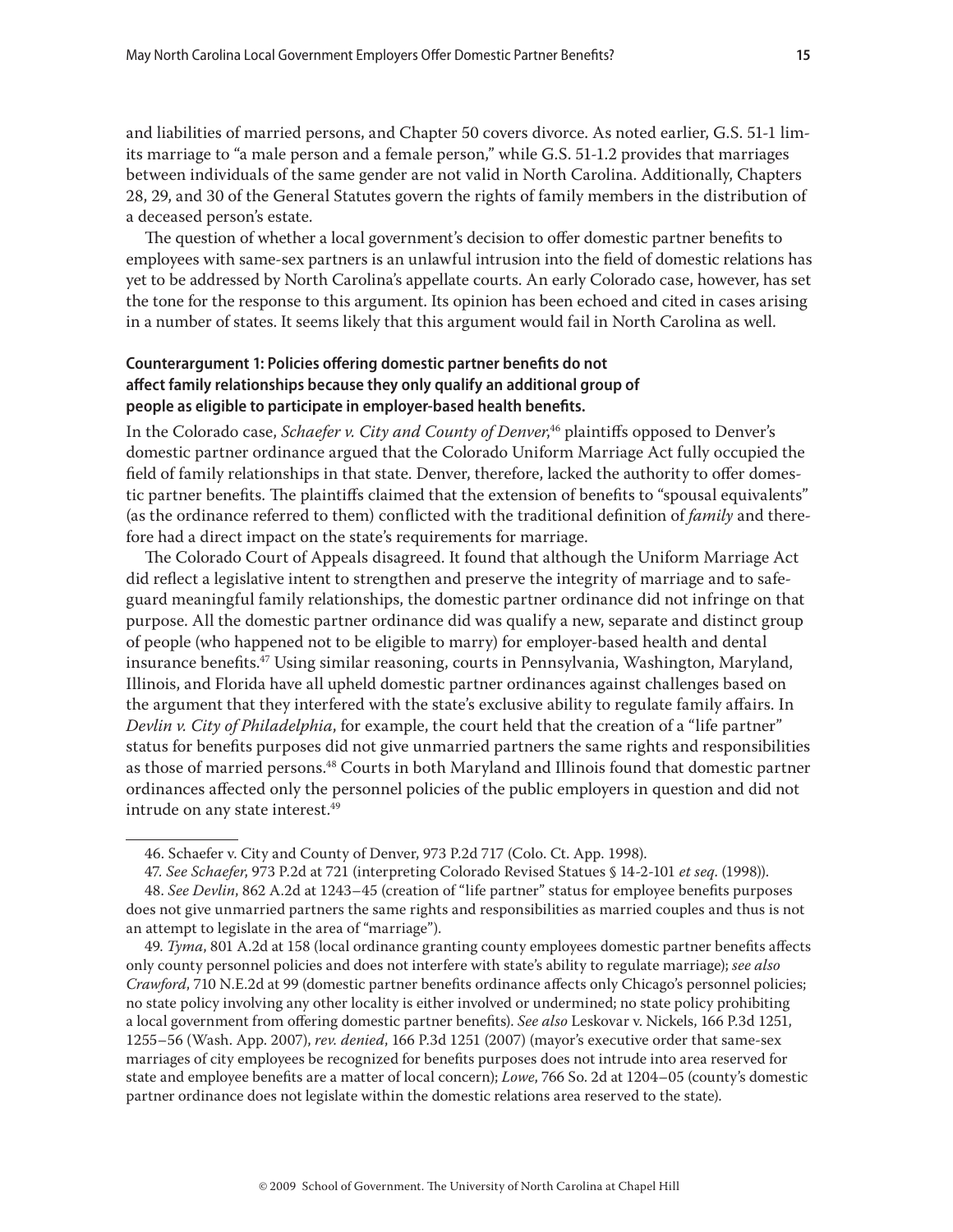and liabilities of married persons, and Chapter 50 covers divorce. As noted earlier, G.S. 51-1 limits marriage to "a male person and a female person," while G.S. 51-1.2 provides that marriages between individuals of the same gender are not valid in North Carolina. Additionally, Chapters 28, 29, and 30 of the General Statutes govern the rights of family members in the distribution of a deceased person's estate.

The question of whether a local government's decision to offer domestic partner benefits to employees with same-sex partners is an unlawful intrusion into the field of domestic relations has yet to be addressed by North Carolina's appellate courts. An early Colorado case, however, has set the tone for the response to this argument. Its opinion has been echoed and cited in cases arising in a number of states. It seems likely that this argument would fail in North Carolina as well.

#### Counterargument 1: Policies offering domestic partner benefits do not affect family relationships because they only qualify an additional group of people as eligible to participate in employer-based health benefits.

In the Colorado case, *Schaefer v. City and County of Denver*,[46] plaintiffs opposed to Denver's domestic partner ordinance argued that the Colorado Uniform Marriage Act fully occupied the field of family relationships in that state. Denver, therefore, lacked the authority to offer domestic partner benefits. The plaintiffs claimed that the extension of benefits to "spousal equivalents" (as the ordinance referred to them) conflicted with the traditional definition of *family* and therefore had a direct impact on the state's requirements for marriage.

The Colorado Court of Appeals disagreed. It found that although the Uniform Marriage Act did reflect a legislative intent to strengthen and preserve the integrity of marriage and to safeguard meaningful family relationships, the domestic partner ordinance did not infringe on that purpose. All the domestic partner ordinance did was qualify a new, separate and distinct group of people (who happened not to be eligible to marry) for employer-based health and dental insurance benefits.[47] Using similar reasoning, courts in Pennsylvania, Washington, Maryland, Illinois, and Florida have all upheld domestic partner ordinances against challenges based on the argument that they interfered with the state's exclusive ability to regulate family affairs. In *Devlin v. City of Philadelphia*, for example, the court held that the creation of a "life partner" status for benefits purposes did not give unmarried partners the same rights and responsibilities as those of married persons.[48] Courts in both Maryland and Illinois found that domestic partner ordinances affected only the personnel policies of the public employers in question and did not intrude on any state interest.[49]

---

46. Schaefer v. City and County of Denver, 973 P.2d 717 (Colo. Ct. App. 1998).

47. *See Schaefer*, 973 P.2d at 721 (interpreting Colorado Revised Statues § 14-2-101 *et seq.* (1998)).

48. *See Devlin*, 862 A.2d at 1243–45 (creation of "life partner" status for employee benefits purposes does not give unmarried partners the same rights and responsibilities as married couples and thus is not an attempt to legislate in the area of "marriage").

49. *Tyma*, 801 A.2d at 158 (local ordinance granting county employees domestic partner benefits affects only county personnel policies and does not interfere with state's ability to regulate marriage); *see also Crawford*, 710 N.E.2d at 99 (domestic partner benefits ordinance affects only Chicago's personnel policies; no state policy involving any other locality is either involved or undermined; no state policy prohibiting a local government from offering domestic partner benefits). *See also* Leskovar v. Nickels, 166 P.3d 1251, 1255–56 (Wash. App. 2007), *rev. denied*, 166 P.3d 1251 (2007) (mayor's executive order that same-sex marriages of city employees be recognized for benefits purposes does not intrude into area reserved for state and employee benefits are a matter of local concern); *Lowe*, 766 So. 2d at 1204–05 (county's domestic partner ordinance does not legislate within the domestic relations area reserved to the state).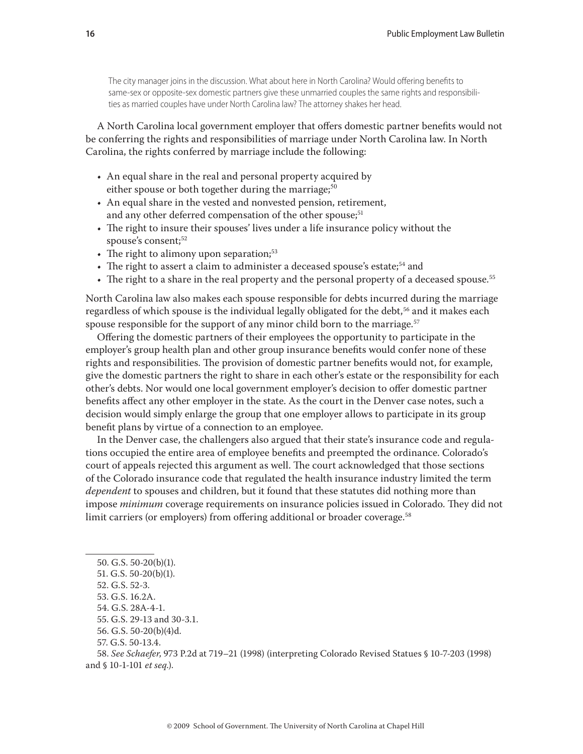The city manager joins in the discussion. What about here in North Carolina? Would offering benefits to same-sex or opposite-sex domestic partners give these unmarried couples the same rights and responsibilities as married couples have under North Carolina law? The attorney shakes her head.

A North Carolina local government employer that offers domestic partner benefits would not be conferring the rights and responsibilities of marriage under North Carolina law. In North Carolina, the rights conferred by marriage include the following:

- An equal share in the real and personal property acquired by either spouse or both together during the marriage;[50]
- An equal share in the vested and nonvested pension, retirement, and any other deferred compensation of the other spouse;[51]
- The right to insure their spouses' lives under a life insurance policy without the spouse's consent;[52]
- The right to alimony upon separation;[53]
- The right to assert a claim to administer a deceased spouse's estate;[54] and
- The right to a share in the real property and the personal property of a deceased spouse.[55]

North Carolina law also makes each spouse responsible for debts incurred during the marriage regardless of which spouse is the individual legally obligated for the debt,[56] and it makes each spouse responsible for the support of any minor child born to the marriage.[57]

Offering the domestic partners of their employees the opportunity to participate in the employer's group health plan and other group insurance benefits would confer none of these rights and responsibilities. The provision of domestic partner benefits would not, for example, give the domestic partners the right to share in each other's estate or the responsibility for each other's debts. Nor would one local government employer's decision to offer domestic partner benefits affect any other employer in the state. As the court in the Denver case notes, such a decision would simply enlarge the group that one employer allows to participate in its group benefit plans by virtue of a connection to an employee.

In the Denver case, the challengers also argued that their state's insurance code and regulations occupied the entire area of employee benefits and preempted the ordinance. Colorado's court of appeals rejected this argument as well. The court acknowledged that those sections of the Colorado insurance code that regulated the health insurance industry limited the term *dependent* to spouses and children, but it found that these statutes did nothing more than impose *minimum* coverage requirements on insurance policies issued in Colorado. They did not limit carriers (or employers) from offering additional or broader coverage.[58]

---

50. G.S. 50-20(b)(1).
51. G.S. 50-20(b)(1).
52. G.S. 52-3.
53. G.S. 16.2A.
54. G.S. 28A-4-1.
55. G.S. 29-13 and 30-3.1.
56. G.S. 50-20(b)(4)d.
57. G.S. 50-13.4.
58. *See Schaefer*, 973 P.2d at 719–21 (1998) (interpreting Colorado Revised Statues § 10-7-203 (1998) and § 10-1-101 *et seq.*).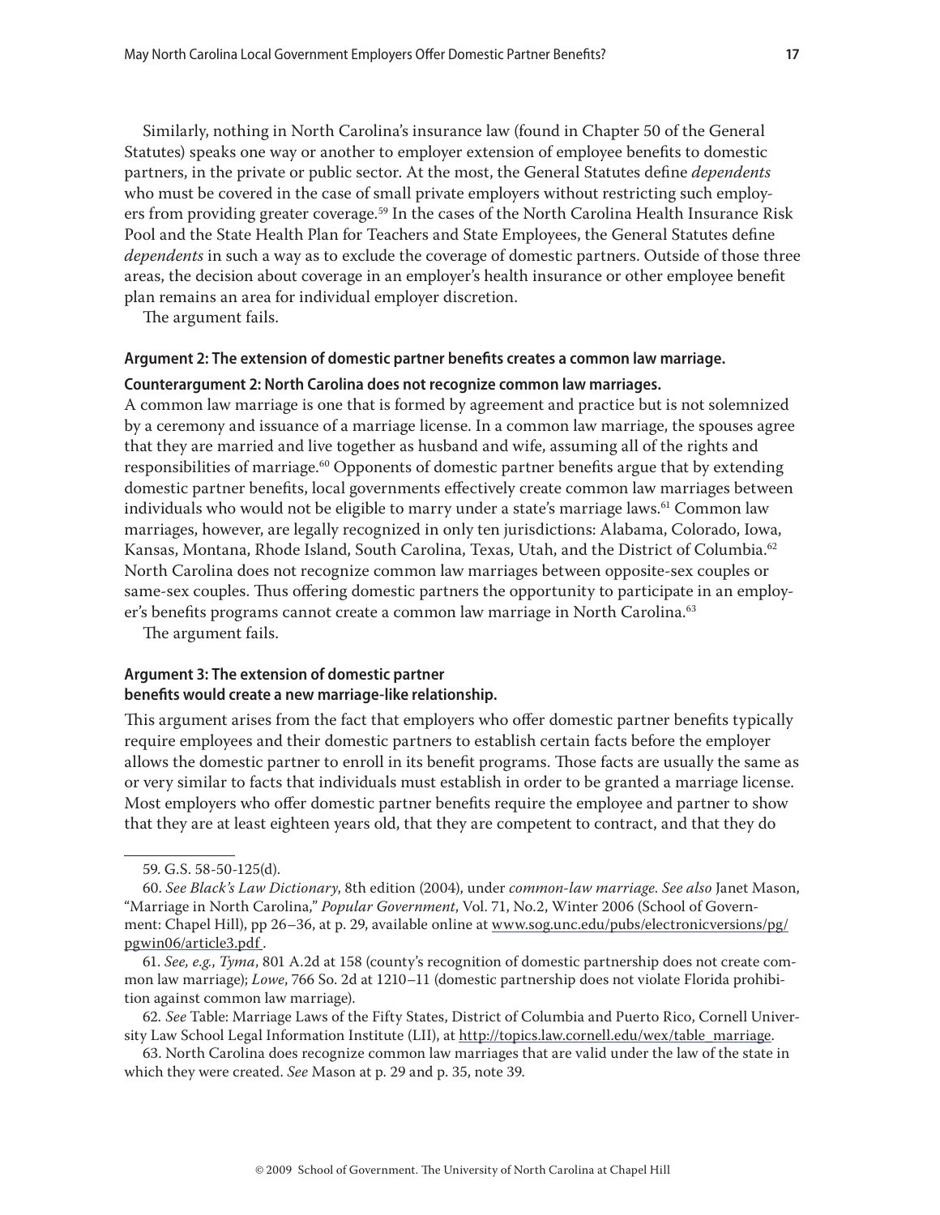Similarly, nothing in North Carolina's insurance law (found in Chapter 50 of the General Statutes) speaks one way or another to employer extension of employee benefits to domestic partners, in the private or public sector. At the most, the General Statutes define *dependents* who must be covered in the case of small private employers without restricting such employers from providing greater coverage.[59] In the cases of the North Carolina Health Insurance Risk Pool and the State Health Plan for Teachers and State Employees, the General Statutes define *dependents* in such a way as to exclude the coverage of domestic partners. Outside of those three areas, the decision about coverage in an employer's health insurance or other employee benefit plan remains an area for individual employer discretion.

The argument fails.

### Argument 2: The extension of domestic partner benefits creates a common law marriage.

### Counterargument 2: North Carolina does not recognize common law marriages.

A common law marriage is one that is formed by agreement and practice but is not solemnized by a ceremony and issuance of a marriage license. In a common law marriage, the spouses agree that they are married and live together as husband and wife, assuming all of the rights and responsibilities of marriage.[60] Opponents of domestic partner benefits argue that by extending domestic partner benefits, local governments effectively create common law marriages between individuals who would not be eligible to marry under a state's marriage laws.[61] Common law marriages, however, are legally recognized in only ten jurisdictions: Alabama, Colorado, Iowa, Kansas, Montana, Rhode Island, South Carolina, Texas, Utah, and the District of Columbia.[62] North Carolina does not recognize common law marriages between opposite-sex couples or same-sex couples. Thus offering domestic partners the opportunity to participate in an employer's benefits programs cannot create a common law marriage in North Carolina.[63]

The argument fails.

### Argument 3: The extension of domestic partner benefits would create a new marriage-like relationship.

This argument arises from the fact that employers who offer domestic partner benefits typically require employees and their domestic partners to establish certain facts before the employer allows the domestic partner to enroll in its benefit programs. Those facts are usually the same as or very similar to facts that individuals must establish in order to be granted a marriage license. Most employers who offer domestic partner benefits require the employee and partner to show that they are at least eighteen years old, that they are competent to contract, and that they do

---

59. G.S. 58-50-125(d).

60. *See Black's Law Dictionary*, 8th edition (2004), under *common-law marriage*. *See also* Janet Mason, "Marriage in North Carolina," *Popular Government*, Vol. 71, No.2, Winter 2006 (School of Government: Chapel Hill), pp 26–36, at p. 29, available online at www.sog.unc.edu/pubs/electronicversions/pg/pgwin06/article3.pdf .

61. *See, e.g.*, *Tyma*, 801 A.2d at 158 (county's recognition of domestic partnership does not create common law marriage); *Lowe*, 766 So. 2d at 1210–11 (domestic partnership does not violate Florida prohibition against common law marriage).

62. *See* Table: Marriage Laws of the Fifty States, District of Columbia and Puerto Rico, Cornell University Law School Legal Information Institute (LII), at http://topics.law.cornell.edu/wex/table_marriage.

63. North Carolina does recognize common law marriages that are valid under the law of the state in which they were created. *See* Mason at p. 29 and p. 35, note 39.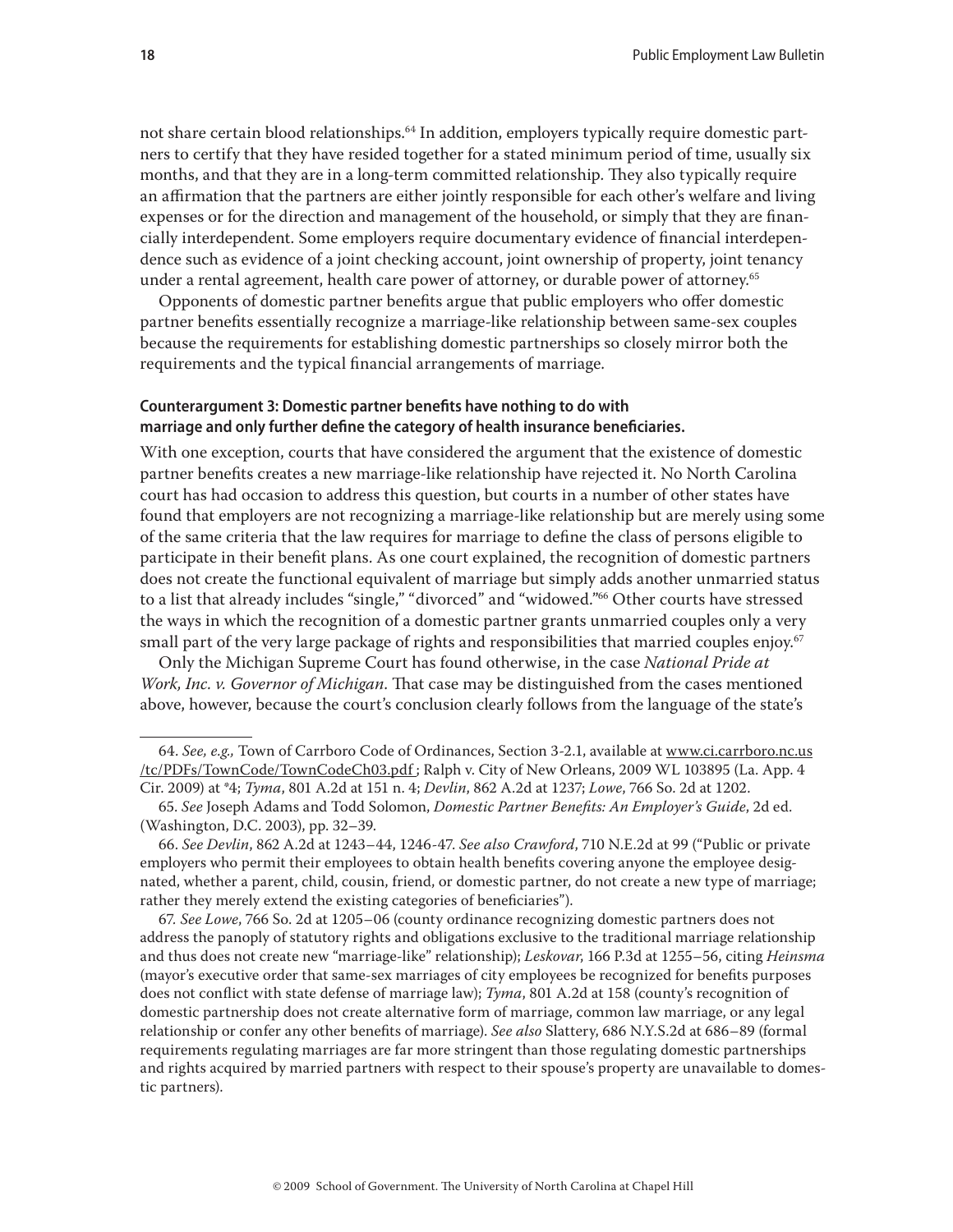not share certain blood relationships.[64] In addition, employers typically require domestic partners to certify that they have resided together for a stated minimum period of time, usually six months, and that they are in a long-term committed relationship. They also typically require an affirmation that the partners are either jointly responsible for each other's welfare and living expenses or for the direction and management of the household, or simply that they are financially interdependent. Some employers require documentary evidence of financial interdependence such as evidence of a joint checking account, joint ownership of property, joint tenancy under a rental agreement, health care power of attorney, or durable power of attorney.[65]

Opponents of domestic partner benefits argue that public employers who offer domestic partner benefits essentially recognize a marriage-like relationship between same-sex couples because the requirements for establishing domestic partnerships so closely mirror both the requirements and the typical financial arrangements of marriage.

### Counterargument 3: Domestic partner benefits have nothing to do with marriage and only further define the category of health insurance beneficiaries.

With one exception, courts that have considered the argument that the existence of domestic partner benefits creates a new marriage-like relationship have rejected it. No North Carolina court has had occasion to address this question, but courts in a number of other states have found that employers are not recognizing a marriage-like relationship but are merely using some of the same criteria that the law requires for marriage to define the class of persons eligible to participate in their benefit plans. As one court explained, the recognition of domestic partners does not create the functional equivalent of marriage but simply adds another unmarried status to a list that already includes "single," "divorced" and "widowed."[66] Other courts have stressed the ways in which the recognition of a domestic partner grants unmarried couples only a very small part of the very large package of rights and responsibilities that married couples enjoy.[67]

Only the Michigan Supreme Court has found otherwise, in the case *National Pride at Work, Inc. v. Governor of Michigan*. That case may be distinguished from the cases mentioned above, however, because the court's conclusion clearly follows from the language of the state's

---

64. *See, e.g.,* Town of Carrboro Code of Ordinances, Section 3-2.1, available at www.ci.carrboro.nc.us/tc/PDFs/TownCode/TownCodeCh03.pdf ; Ralph v. City of New Orleans, 2009 WL 103895 (La. App. 4 Cir. 2009) at *4; *Tyma*, 801 A.2d at 151 n. 4; *Devlin*, 862 A.2d at 1237; *Lowe*, 766 So. 2d at 1202.

65. *See* Joseph Adams and Todd Solomon, *Domestic Partner Benefits: An Employer's Guide*, 2d ed. (Washington, D.C. 2003), pp. 32–39.

66. *See Devlin*, 862 A.2d at 1243–44, 1246-47. *See also Crawford*, 710 N.E.2d at 99 ("Public or private employers who permit their employees to obtain health benefits covering anyone the employee designated, whether a parent, child, cousin, friend, or domestic partner, do not create a new type of marriage; rather they merely extend the existing categories of beneficiaries").

67. *See Lowe*, 766 So. 2d at 1205–06 (county ordinance recognizing domestic partners does not address the panoply of statutory rights and obligations exclusive to the traditional marriage relationship and thus does not create new "marriage-like" relationship); *Leskovar*, 166 P.3d at 1255–56, citing *Heinsma* (mayor's executive order that same-sex marriages of city employees be recognized for benefits purposes does not conflict with state defense of marriage law); *Tyma*, 801 A.2d at 158 (county's recognition of domestic partnership does not create alternative form of marriage, common law marriage, or any legal relationship or confer any other benefits of marriage). *See also* Slattery, 686 N.Y.S.2d at 686–89 (formal requirements regulating marriages are far more stringent than those regulating domestic partnerships and rights acquired by married partners with respect to their spouse's property are unavailable to domestic partners).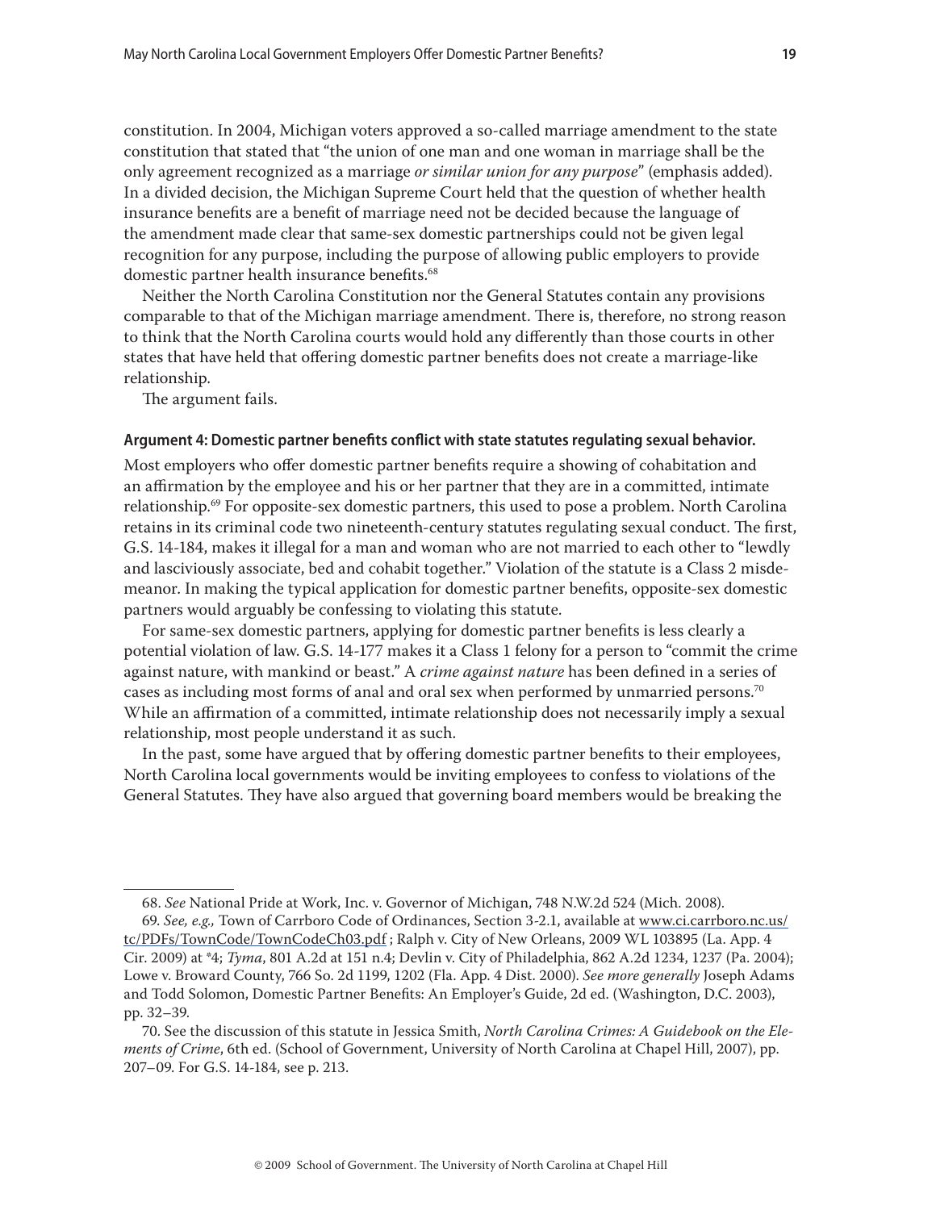constitution. In 2004, Michigan voters approved a so-called marriage amendment to the state constitution that stated that "the union of one man and one woman in marriage shall be the only agreement recognized as a marriage *or similar union for any purpose*" (emphasis added). In a divided decision, the Michigan Supreme Court held that the question of whether health insurance benefits are a benefit of marriage need not be decided because the language of the amendment made clear that same-sex domestic partnerships could not be given legal recognition for any purpose, including the purpose of allowing public employers to provide domestic partner health insurance benefits.[68]

Neither the North Carolina Constitution nor the General Statutes contain any provisions comparable to that of the Michigan marriage amendment. There is, therefore, no strong reason to think that the North Carolina courts would hold any differently than those courts in other states that have held that offering domestic partner benefits does not create a marriage-like relationship.

The argument fails.

#### Argument 4: Domestic partner benefits conflict with state statutes regulating sexual behavior.

Most employers who offer domestic partner benefits require a showing of cohabitation and an affirmation by the employee and his or her partner that they are in a committed, intimate relationship.[69] For opposite-sex domestic partners, this used to pose a problem. North Carolina retains in its criminal code two nineteenth-century statutes regulating sexual conduct. The first, G.S. 14-184, makes it illegal for a man and woman who are not married to each other to "lewdly and lasciviously associate, bed and cohabit together." Violation of the statute is a Class 2 misdemeanor. In making the typical application for domestic partner benefits, opposite-sex domestic partners would arguably be confessing to violating this statute.

For same-sex domestic partners, applying for domestic partner benefits is less clearly a potential violation of law. G.S. 14-177 makes it a Class 1 felony for a person to "commit the crime against nature, with mankind or beast." A *crime against nature* has been defined in a series of cases as including most forms of anal and oral sex when performed by unmarried persons.[70] While an affirmation of a committed, intimate relationship does not necessarily imply a sexual relationship, most people understand it as such.

In the past, some have argued that by offering domestic partner benefits to their employees, North Carolina local governments would be inviting employees to confess to violations of the General Statutes. They have also argued that governing board members would be breaking the

---

68. *See* National Pride at Work, Inc. v. Governor of Michigan, 748 N.W.2d 524 (Mich. 2008).

69. *See, e.g.,* Town of Carrboro Code of Ordinances, Section 3-2.1, available at www.ci.carrboro.nc.us/tc/PDFs/TownCode/TownCodeCh03.pdf ; Ralph v. City of New Orleans, 2009 WL 103895 (La. App. 4 Cir. 2009) at *4; *Tyma*, 801 A.2d at 151 n.4; Devlin v. City of Philadelphia, 862 A.2d 1234, 1237 (Pa. 2004); Lowe v. Broward County, 766 So. 2d 1199, 1202 (Fla. App. 4 Dist. 2000). *See more generally* Joseph Adams and Todd Solomon, Domestic Partner Benefits: An Employer's Guide, 2d ed. (Washington, D.C. 2003), pp. 32–39.

70. See the discussion of this statute in Jessica Smith, *North Carolina Crimes: A Guidebook on the Elements of Crime*, 6th ed. (School of Government, University of North Carolina at Chapel Hill, 2007), pp. 207–09. For G.S. 14-184, see p. 213.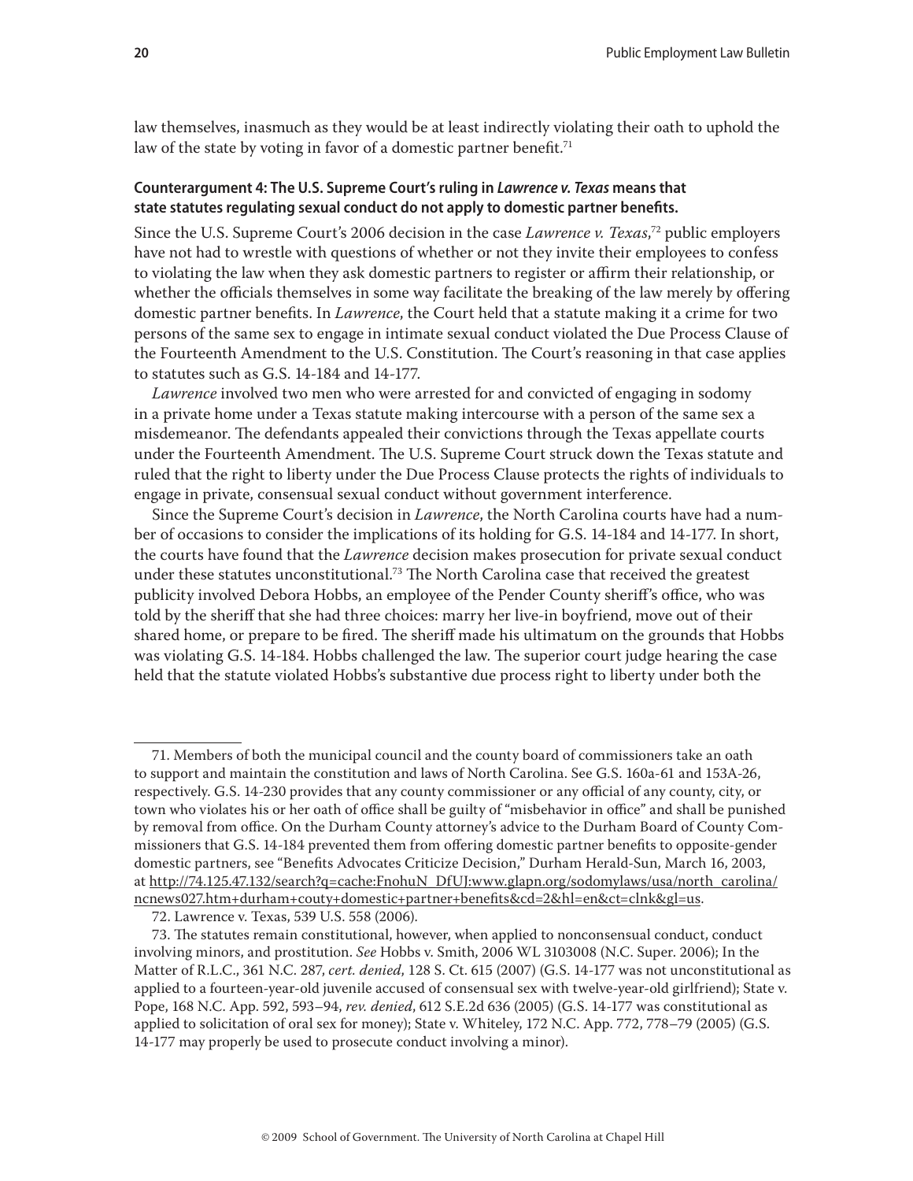law themselves, inasmuch as they would be at least indirectly violating their oath to uphold the law of the state by voting in favor of a domestic partner benefit.[71]

### Counterargument 4: The U.S. Supreme Court's ruling in *Lawrence v. Texas* means that state statutes regulating sexual conduct do not apply to domestic partner benefits.

Since the U.S. Supreme Court's 2006 decision in the case *Lawrence v. Texas*,[72] public employers have not had to wrestle with questions of whether or not they invite their employees to confess to violating the law when they ask domestic partners to register or affirm their relationship, or whether the officials themselves in some way facilitate the breaking of the law merely by offering domestic partner benefits. In *Lawrence*, the Court held that a statute making it a crime for two persons of the same sex to engage in intimate sexual conduct violated the Due Process Clause of the Fourteenth Amendment to the U.S. Constitution. The Court's reasoning in that case applies to statutes such as G.S. 14-184 and 14-177.

*Lawrence* involved two men who were arrested for and convicted of engaging in sodomy in a private home under a Texas statute making intercourse with a person of the same sex a misdemeanor. The defendants appealed their convictions through the Texas appellate courts under the Fourteenth Amendment. The U.S. Supreme Court struck down the Texas statute and ruled that the right to liberty under the Due Process Clause protects the rights of individuals to engage in private, consensual sexual conduct without government interference.

Since the Supreme Court's decision in *Lawrence*, the North Carolina courts have had a number of occasions to consider the implications of its holding for G.S. 14-184 and 14-177. In short, the courts have found that the *Lawrence* decision makes prosecution for private sexual conduct under these statutes unconstitutional.[73] The North Carolina case that received the greatest publicity involved Debora Hobbs, an employee of the Pender County sheriff's office, who was told by the sheriff that she had three choices: marry her live-in boyfriend, move out of their shared home, or prepare to be fired. The sheriff made his ultimatum on the grounds that Hobbs was violating G.S. 14-184. Hobbs challenged the law. The superior court judge hearing the case held that the statute violated Hobbs's substantive due process right to liberty under both the

---

71. Members of both the municipal council and the county board of commissioners take an oath to support and maintain the constitution and laws of North Carolina. See G.S. 160a-61 and 153A-26, respectively. G.S. 14-230 provides that any county commissioner or any official of any county, city, or town who violates his or her oath of office shall be guilty of "misbehavior in office" and shall be punished by removal from office. On the Durham County attorney's advice to the Durham Board of County Commissioners that G.S. 14-184 prevented them from offering domestic partner benefits to opposite-gender domestic partners, see "Benefits Advocates Criticize Decision," Durham Herald-Sun, March 16, 2003, at http://74.125.47.132/search?q=cache:FnohuN_DfUJ:www.glapn.org/sodomylaws/usa/north_carolina/ncnews027.htm+durham+couty+domestic+partner+benefits&cd=2&hl=en&ct=clnk&gl=us.

72. Lawrence v. Texas, 539 U.S. 558 (2006).

73. The statutes remain constitutional, however, when applied to nonconsensual conduct, conduct involving minors, and prostitution. *See* Hobbs v. Smith, 2006 WL 3103008 (N.C. Super. 2006); In the Matter of R.L.C., 361 N.C. 287, *cert. denied*, 128 S. Ct. 615 (2007) (G.S. 14-177 was not unconstitutional as applied to a fourteen-year-old juvenile accused of consensual sex with twelve-year-old girlfriend); State v. Pope, 168 N.C. App. 592, 593–94, *rev. denied*, 612 S.E.2d 636 (2005) (G.S. 14-177 was constitutional as applied to solicitation of oral sex for money); State v. Whiteley, 172 N.C. App. 772, 778–79 (2005) (G.S. 14-177 may properly be used to prosecute conduct involving a minor).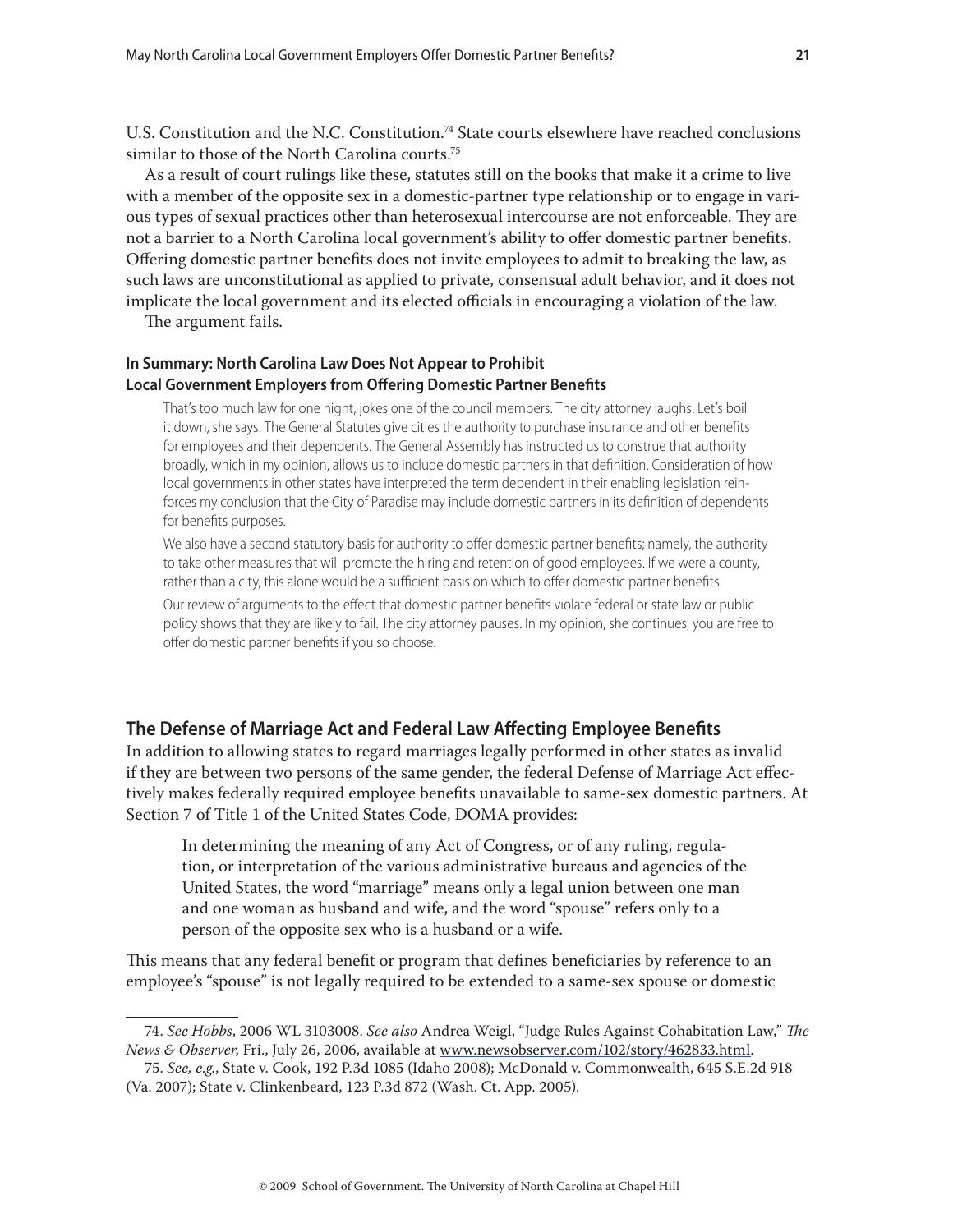U.S. Constitution and the N.C. Constitution.[74] State courts elsewhere have reached conclusions similar to those of the North Carolina courts.[75]

As a result of court rulings like these, statutes still on the books that make it a crime to live with a member of the opposite sex in a domestic-partner type relationship or to engage in various types of sexual practices other than heterosexual intercourse are not enforceable. They are not a barrier to a North Carolina local government's ability to offer domestic partner benefits. Offering domestic partner benefits does not invite employees to admit to breaking the law, as such laws are unconstitutional as applied to private, consensual adult behavior, and it does not implicate the local government and its elected officials in encouraging a violation of the law.

The argument fails.

#### In Summary: North Carolina Law Does Not Appear to Prohibit Local Government Employers from Offering Domestic Partner Benefits

> That's too much law for one night, jokes one of the council members. The city attorney laughs. Let's boil it down, she says. The General Statutes give cities the authority to purchase insurance and other benefits for employees and their dependents. The General Assembly has instructed us to construe that authority broadly, which in my opinion, allows us to include domestic partners in that definition. Consideration of how local governments in other states have interpreted the term dependent in their enabling legislation reinforces my conclusion that the City of Paradise may include domestic partners in its definition of dependents for benefits purposes.
>
> We also have a second statutory basis for authority to offer domestic partner benefits; namely, the authority to take other measures that will promote the hiring and retention of good employees. If we were a county, rather than a city, this alone would be a sufficient basis on which to offer domestic partner benefits.
>
> Our review of arguments to the effect that domestic partner benefits violate federal or state law or public policy shows that they are likely to fail. The city attorney pauses. In my opinion, she continues, you are free to offer domestic partner benefits if you so choose.

## The Defense of Marriage Act and Federal Law Affecting Employee Benefits

In addition to allowing states to regard marriages legally performed in other states as invalid if they are between two persons of the same gender, the federal Defense of Marriage Act effectively makes federally required employee benefits unavailable to same-sex domestic partners. At Section 7 of Title 1 of the United States Code, DOMA provides:

> In determining the meaning of any Act of Congress, or of any ruling, regulation, or interpretation of the various administrative bureaus and agencies of the United States, the word "marriage" means only a legal union between one man and one woman as husband and wife, and the word "spouse" refers only to a person of the opposite sex who is a husband or a wife.

This means that any federal benefit or program that defines beneficiaries by reference to an employee's "spouse" is not legally required to be extended to a same-sex spouse or domestic

---

74. *See Hobbs*, 2006 WL 3103008. *See also* Andrea Weigl, "Judge Rules Against Cohabitation Law," *The News & Observer*, Fri., July 26, 2006, available at www.newsobserver.com/102/story/462833.html.

75. *See, e.g.*, State v. Cook, 192 P.3d 1085 (Idaho 2008); McDonald v. Commonwealth, 645 S.E.2d 918 (Va. 2007); State v. Clinkenbeard, 123 P.3d 872 (Wash. Ct. App. 2005).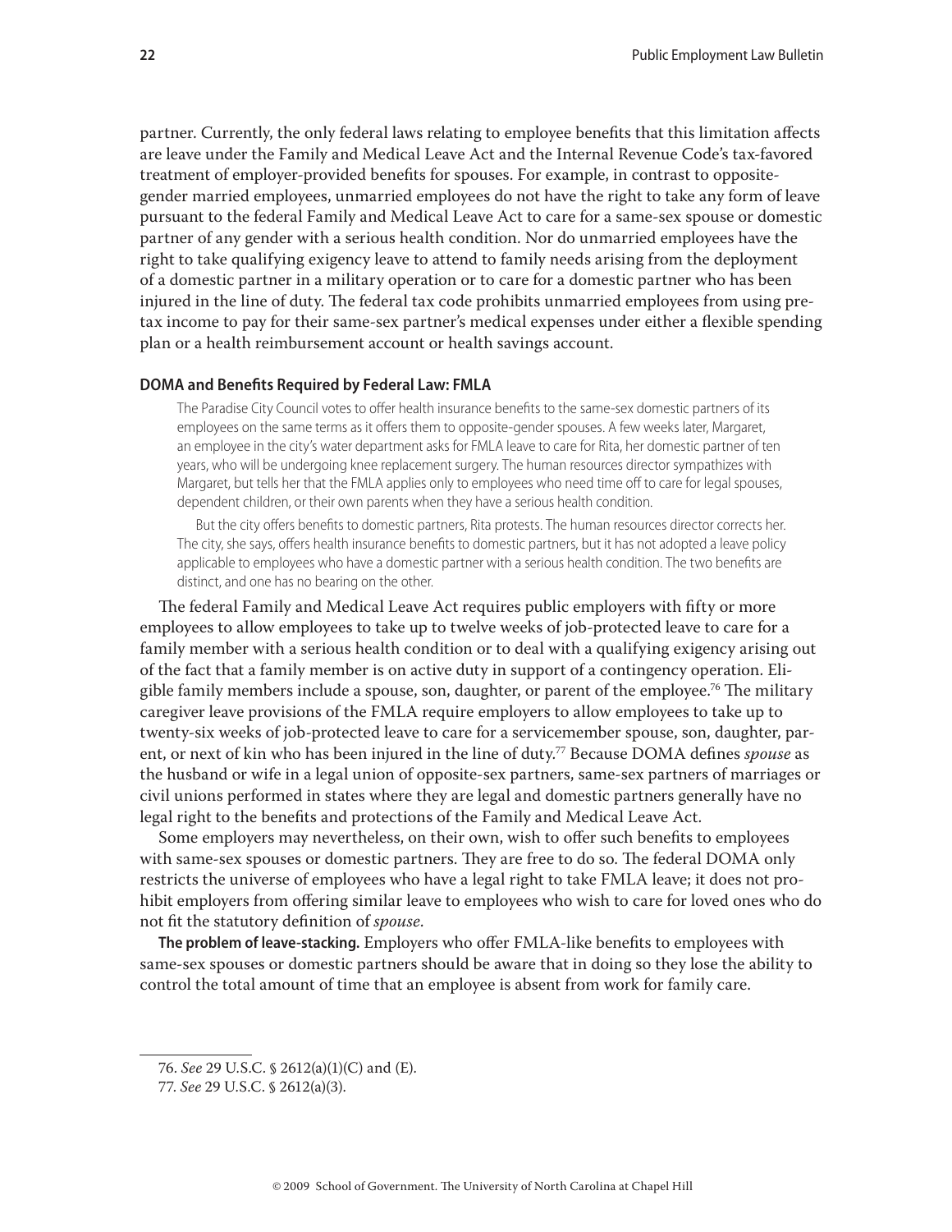partner. Currently, the only federal laws relating to employee benefits that this limitation affects are leave under the Family and Medical Leave Act and the Internal Revenue Code's tax-favored treatment of employer-provided benefits for spouses. For example, in contrast to opposite-gender married employees, unmarried employees do not have the right to take any form of leave pursuant to the federal Family and Medical Leave Act to care for a same-sex spouse or domestic partner of any gender with a serious health condition. Nor do unmarried employees have the right to take qualifying exigency leave to attend to family needs arising from the deployment of a domestic partner in a military operation or to care for a domestic partner who has been injured in the line of duty. The federal tax code prohibits unmarried employees from using pre-tax income to pay for their same-sex partner's medical expenses under either a flexible spending plan or a health reimbursement account or health savings account.

#### DOMA and Benefits Required by Federal Law: FMLA

> The Paradise City Council votes to offer health insurance benefits to the same-sex domestic partners of its employees on the same terms as it offers them to opposite-gender spouses. A few weeks later, Margaret, an employee in the city's water department asks for FMLA leave to care for Rita, her domestic partner of ten years, who will be undergoing knee replacement surgery. The human resources director sympathizes with Margaret, but tells her that the FMLA applies only to employees who need time off to care for legal spouses, dependent children, or their own parents when they have a serious health condition.
>
> But the city offers benefits to domestic partners, Rita protests. The human resources director corrects her. The city, she says, offers health insurance benefits to domestic partners, but it has not adopted a leave policy applicable to employees who have a domestic partner with a serious health condition. The two benefits are distinct, and one has no bearing on the other.

The federal Family and Medical Leave Act requires public employers with fifty or more employees to allow employees to take up to twelve weeks of job-protected leave to care for a family member with a serious health condition or to deal with a qualifying exigency arising out of the fact that a family member is on active duty in support of a contingency operation. Eligible family members include a spouse, son, daughter, or parent of the employee.[76] The military caregiver leave provisions of the FMLA require employers to allow employees to take up to twenty-six weeks of job-protected leave to care for a servicemember spouse, son, daughter, parent, or next of kin who has been injured in the line of duty.[77] Because DOMA defines *spouse* as the husband or wife in a legal union of opposite-sex partners, same-sex partners of marriages or civil unions performed in states where they are legal and domestic partners generally have no legal right to the benefits and protections of the Family and Medical Leave Act.

Some employers may nevertheless, on their own, wish to offer such benefits to employees with same-sex spouses or domestic partners. They are free to do so. The federal DOMA only restricts the universe of employees who have a legal right to take FMLA leave; it does not prohibit employers from offering similar leave to employees who wish to care for loved ones who do not fit the statutory definition of *spouse*.

**The problem of leave-stacking.** Employers who offer FMLA-like benefits to employees with same-sex spouses or domestic partners should be aware that in doing so they lose the ability to control the total amount of time that an employee is absent from work for family care.

---

76. *See* 29 U.S.C. § 2612(a)(1)(C) and (E).

77. *See* 29 U.S.C. § 2612(a)(3).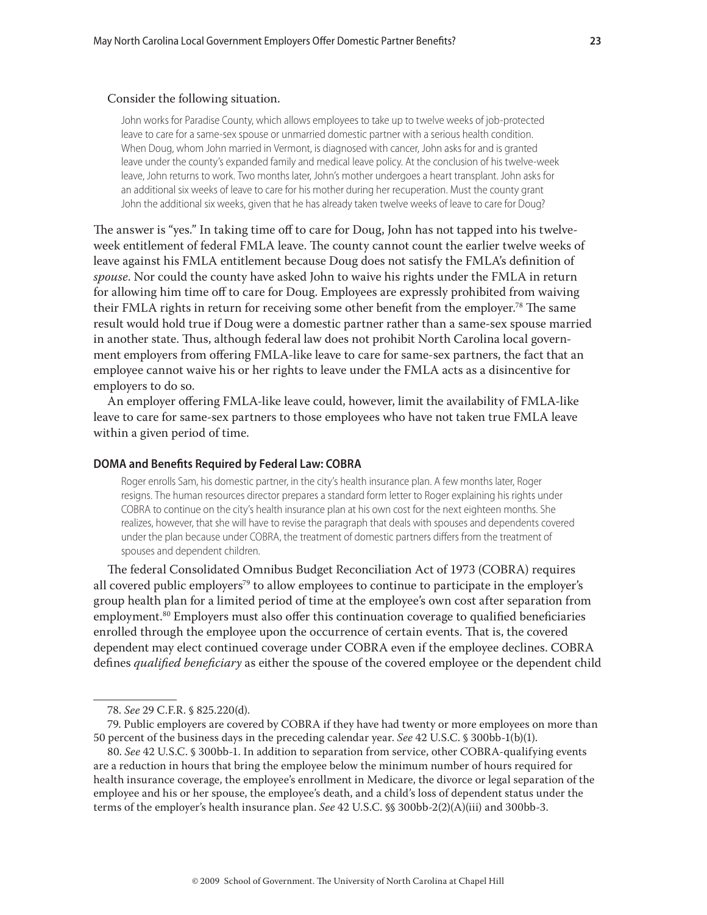Consider the following situation.

> John works for Paradise County, which allows employees to take up to twelve weeks of job-protected leave to care for a same-sex spouse or unmarried domestic partner with a serious health condition. When Doug, whom John married in Vermont, is diagnosed with cancer, John asks for and is granted leave under the county's expanded family and medical leave policy. At the conclusion of his twelve-week leave, John returns to work. Two months later, John's mother undergoes a heart transplant. John asks for an additional six weeks of leave to care for his mother during her recuperation. Must the county grant John the additional six weeks, given that he has already taken twelve weeks of leave to care for Doug?

The answer is "yes." In taking time off to care for Doug, John has not tapped into his twelve-week entitlement of federal FMLA leave. The county cannot count the earlier twelve weeks of leave against his FMLA entitlement because Doug does not satisfy the FMLA's definition of *spouse*. Nor could the county have asked John to waive his rights under the FMLA in return for allowing him time off to care for Doug. Employees are expressly prohibited from waiving their FMLA rights in return for receiving some other benefit from the employer.[78] The same result would hold true if Doug were a domestic partner rather than a same-sex spouse married in another state. Thus, although federal law does not prohibit North Carolina local government employers from offering FMLA-like leave to care for same-sex partners, the fact that an employee cannot waive his or her rights to leave under the FMLA acts as a disincentive for employers to do so.

An employer offering FMLA-like leave could, however, limit the availability of FMLA-like leave to care for same-sex partners to those employees who have not taken true FMLA leave within a given period of time.

#### DOMA and Benefits Required by Federal Law: COBRA

> Roger enrolls Sam, his domestic partner, in the city's health insurance plan. A few months later, Roger resigns. The human resources director prepares a standard form letter to Roger explaining his rights under COBRA to continue on the city's health insurance plan at his own cost for the next eighteen months. She realizes, however, that she will have to revise the paragraph that deals with spouses and dependents covered under the plan because under COBRA, the treatment of domestic partners differs from the treatment of spouses and dependent children.

The federal Consolidated Omnibus Budget Reconciliation Act of 1973 (COBRA) requires all covered public employers[79] to allow employees to continue to participate in the employer's group health plan for a limited period of time at the employee's own cost after separation from employment.[80] Employers must also offer this continuation coverage to qualified beneficiaries enrolled through the employee upon the occurrence of certain events. That is, the covered dependent may elect continued coverage under COBRA even if the employee declines. COBRA defines *qualified beneficiary* as either the spouse of the covered employee or the dependent child

---

78. *See* 29 C.F.R. § 825.220(d).

79. Public employers are covered by COBRA if they have had twenty or more employees on more than 50 percent of the business days in the preceding calendar year. *See* 42 U.S.C. § 300bb-1(b)(1).

80. *See* 42 U.S.C. § 300bb-1. In addition to separation from service, other COBRA-qualifying events are a reduction in hours that bring the employee below the minimum number of hours required for health insurance coverage, the employee's enrollment in Medicare, the divorce or legal separation of the employee and his or her spouse, the employee's death, and a child's loss of dependent status under the terms of the employer's health insurance plan. *See* 42 U.S.C. §§ 300bb-2(2)(A)(iii) and 300bb-3.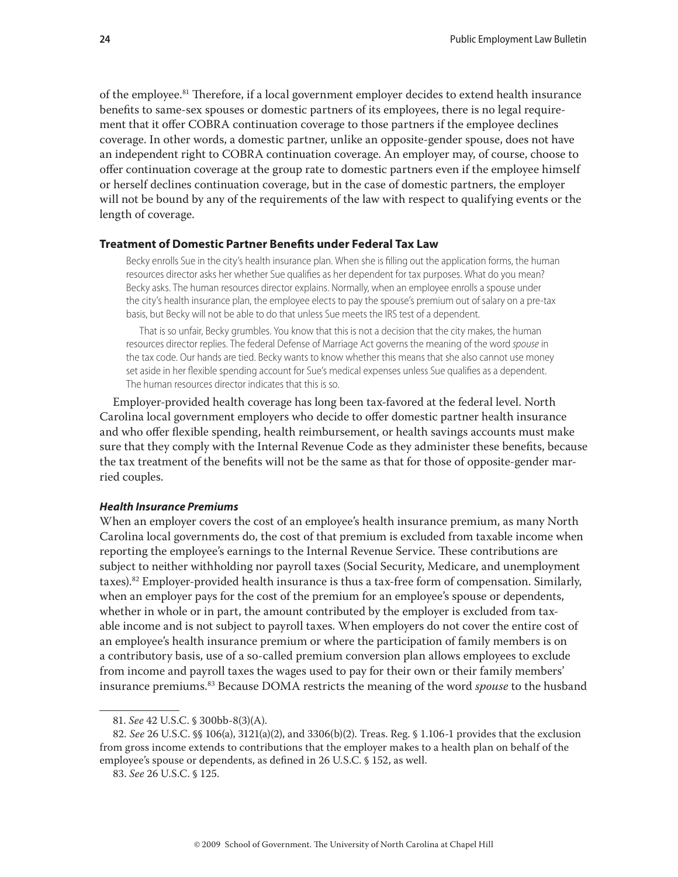of the employee.[81] Therefore, if a local government employer decides to extend health insurance benefits to same-sex spouses or domestic partners of its employees, there is no legal requirement that it offer COBRA continuation coverage to those partners if the employee declines coverage. In other words, a domestic partner, unlike an opposite-gender spouse, does not have an independent right to COBRA continuation coverage. An employer may, of course, choose to offer continuation coverage at the group rate to domestic partners even if the employee himself or herself declines continuation coverage, but in the case of domestic partners, the employer will not be bound by any of the requirements of the law with respect to qualifying events or the length of coverage.

### Treatment of Domestic Partner Benefits under Federal Tax Law

> Becky enrolls Sue in the city's health insurance plan. When she is filling out the application forms, the human resources director asks her whether Sue qualifies as her dependent for tax purposes. What do you mean? Becky asks. The human resources director explains. Normally, when an employee enrolls a spouse under the city's health insurance plan, the employee elects to pay the spouse's premium out of salary on a pre-tax basis, but Becky will not be able to do that unless Sue meets the IRS test of a dependent.
>
> That is so unfair, Becky grumbles. You know that this is not a decision that the city makes, the human resources director replies. The federal Defense of Marriage Act governs the meaning of the word *spouse* in the tax code. Our hands are tied. Becky wants to know whether this means that she also cannot use money set aside in her flexible spending account for Sue's medical expenses unless Sue qualifies as a dependent. The human resources director indicates that this is so.

Employer-provided health coverage has long been tax-favored at the federal level. North Carolina local government employers who decide to offer domestic partner health insurance and who offer flexible spending, health reimbursement, or health savings accounts must make sure that they comply with the Internal Revenue Code as they administer these benefits, because the tax treatment of the benefits will not be the same as that for those of opposite-gender married couples.

#### *Health Insurance Premiums*

When an employer covers the cost of an employee's health insurance premium, as many North Carolina local governments do, the cost of that premium is excluded from taxable income when reporting the employee's earnings to the Internal Revenue Service. These contributions are subject to neither withholding nor payroll taxes (Social Security, Medicare, and unemployment taxes).[82] Employer-provided health insurance is thus a tax-free form of compensation. Similarly, when an employer pays for the cost of the premium for an employee's spouse or dependents, whether in whole or in part, the amount contributed by the employer is excluded from taxable income and is not subject to payroll taxes. When employers do not cover the entire cost of an employee's health insurance premium or where the participation of family members is on a contributory basis, use of a so-called premium conversion plan allows employees to exclude from income and payroll taxes the wages used to pay for their own or their family members' insurance premiums.[83] Because DOMA restricts the meaning of the word *spouse* to the husband

---

81. *See* 42 U.S.C. § 300bb-8(3)(A).

82. *See* 26 U.S.C. §§ 106(a), 3121(a)(2), and 3306(b)(2). Treas. Reg. § 1.106-1 provides that the exclusion from gross income extends to contributions that the employer makes to a health plan on behalf of the employee's spouse or dependents, as defined in 26 U.S.C. § 152, as well.

83. *See* 26 U.S.C. § 125.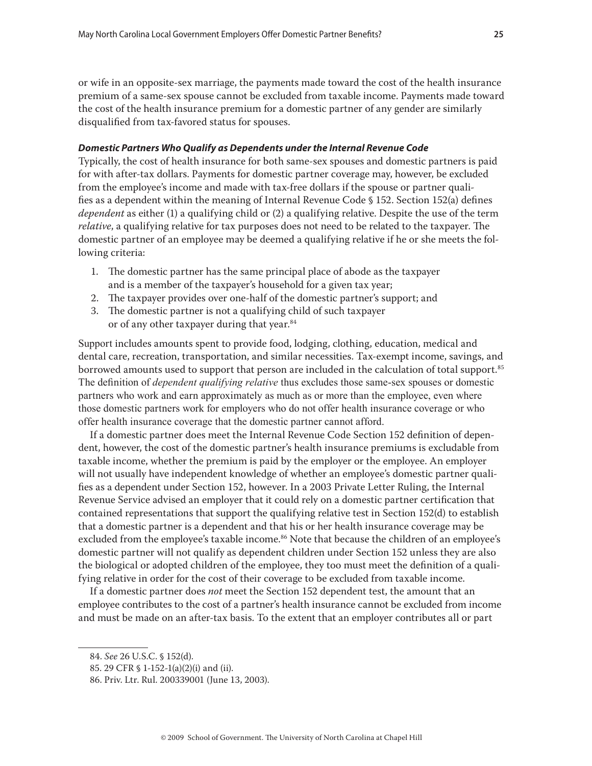or wife in an opposite-sex marriage, the payments made toward the cost of the health insurance premium of a same-sex spouse cannot be excluded from taxable income. Payments made toward the cost of the health insurance premium for a domestic partner of any gender are similarly disqualified from tax-favored status for spouses.

#### *Domestic Partners Who Qualify as Dependents under the Internal Revenue Code*

Typically, the cost of health insurance for both same-sex spouses and domestic partners is paid for with after-tax dollars. Payments for domestic partner coverage may, however, be excluded from the employee's income and made with tax-free dollars if the spouse or partner qualifies as a dependent within the meaning of Internal Revenue Code § 152. Section 152(a) defines *dependent* as either (1) a qualifying child or (2) a qualifying relative. Despite the use of the term *relative*, a qualifying relative for tax purposes does not need to be related to the taxpayer. The domestic partner of an employee may be deemed a qualifying relative if he or she meets the following criteria:

1. The domestic partner has the same principal place of abode as the taxpayer and is a member of the taxpayer's household for a given tax year;
2. The taxpayer provides over one-half of the domestic partner's support; and
3. The domestic partner is not a qualifying child of such taxpayer or of any other taxpayer during that year.[84]

Support includes amounts spent to provide food, lodging, clothing, education, medical and dental care, recreation, transportation, and similar necessities. Tax-exempt income, savings, and borrowed amounts used to support that person are included in the calculation of total support.[85] The definition of *dependent qualifying relative* thus excludes those same-sex spouses or domestic partners who work and earn approximately as much as or more than the employee, even where those domestic partners work for employers who do not offer health insurance coverage or who offer health insurance coverage that the domestic partner cannot afford.

If a domestic partner does meet the Internal Revenue Code Section 152 definition of dependent, however, the cost of the domestic partner's health insurance premiums is excludable from taxable income, whether the premium is paid by the employer or the employee. An employer will not usually have independent knowledge of whether an employee's domestic partner qualifies as a dependent under Section 152, however. In a 2003 Private Letter Ruling, the Internal Revenue Service advised an employer that it could rely on a domestic partner certification that contained representations that support the qualifying relative test in Section 152(d) to establish that a domestic partner is a dependent and that his or her health insurance coverage may be excluded from the employee's taxable income.[86] Note that because the children of an employee's domestic partner will not qualify as dependent children under Section 152 unless they are also the biological or adopted children of the employee, they too must meet the definition of a qualifying relative in order for the cost of their coverage to be excluded from taxable income.

If a domestic partner does *not* meet the Section 152 dependent test, the amount that an employee contributes to the cost of a partner's health insurance cannot be excluded from income and must be made on an after-tax basis. To the extent that an employer contributes all or part

---

84. *See* 26 U.S.C. § 152(d).

85. 29 CFR § 1-152-1(a)(2)(i) and (ii).

86. Priv. Ltr. Rul. 200339001 (June 13, 2003).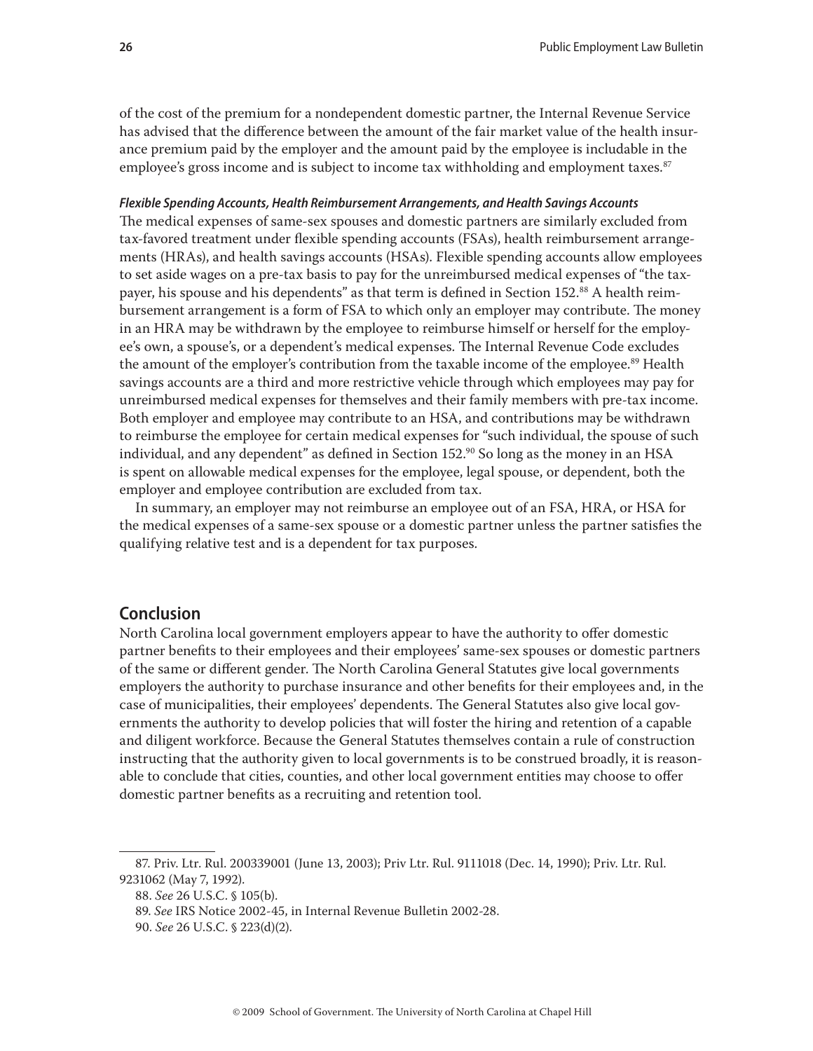of the cost of the premium for a nondependent domestic partner, the Internal Revenue Service has advised that the difference between the amount of the fair market value of the health insurance premium paid by the employer and the amount paid by the employee is includable in the employee's gross income and is subject to income tax withholding and employment taxes.[87]

#### *Flexible Spending Accounts, Health Reimbursement Arrangements, and Health Savings Accounts*

The medical expenses of same-sex spouses and domestic partners are similarly excluded from tax-favored treatment under flexible spending accounts (FSAs), health reimbursement arrangements (HRAs), and health savings accounts (HSAs). Flexible spending accounts allow employees to set aside wages on a pre-tax basis to pay for the unreimbursed medical expenses of "the taxpayer, his spouse and his dependents" as that term is defined in Section 152.[88] A health reimbursement arrangement is a form of FSA to which only an employer may contribute. The money in an HRA may be withdrawn by the employee to reimburse himself or herself for the employee's own, a spouse's, or a dependent's medical expenses. The Internal Revenue Code excludes the amount of the employer's contribution from the taxable income of the employee.[89] Health savings accounts are a third and more restrictive vehicle through which employees may pay for unreimbursed medical expenses for themselves and their family members with pre-tax income. Both employer and employee may contribute to an HSA, and contributions may be withdrawn to reimburse the employee for certain medical expenses for "such individual, the spouse of such individual, and any dependent" as defined in Section 152.[90] So long as the money in an HSA is spent on allowable medical expenses for the employee, legal spouse, or dependent, both the employer and employee contribution are excluded from tax.

In summary, an employer may not reimburse an employee out of an FSA, HRA, or HSA for the medical expenses of a same-sex spouse or a domestic partner unless the partner satisfies the qualifying relative test and is a dependent for tax purposes.

## Conclusion

North Carolina local government employers appear to have the authority to offer domestic partner benefits to their employees and their employees' same-sex spouses or domestic partners of the same or different gender. The North Carolina General Statutes give local governments employers the authority to purchase insurance and other benefits for their employees and, in the case of municipalities, their employees' dependents. The General Statutes also give local governments the authority to develop policies that will foster the hiring and retention of a capable and diligent workforce. Because the General Statutes themselves contain a rule of construction instructing that the authority given to local governments is to be construed broadly, it is reasonable to conclude that cities, counties, and other local government entities may choose to offer domestic partner benefits as a recruiting and retention tool.

---

87. Priv. Ltr. Rul. 200339001 (June 13, 2003); Priv Ltr. Rul. 9111018 (Dec. 14, 1990); Priv. Ltr. Rul. 9231062 (May 7, 1992).

88. *See* 26 U.S.C. § 105(b).

89. *See* IRS Notice 2002-45, in Internal Revenue Bulletin 2002-28.

90. *See* 26 U.S.C. § 223(d)(2).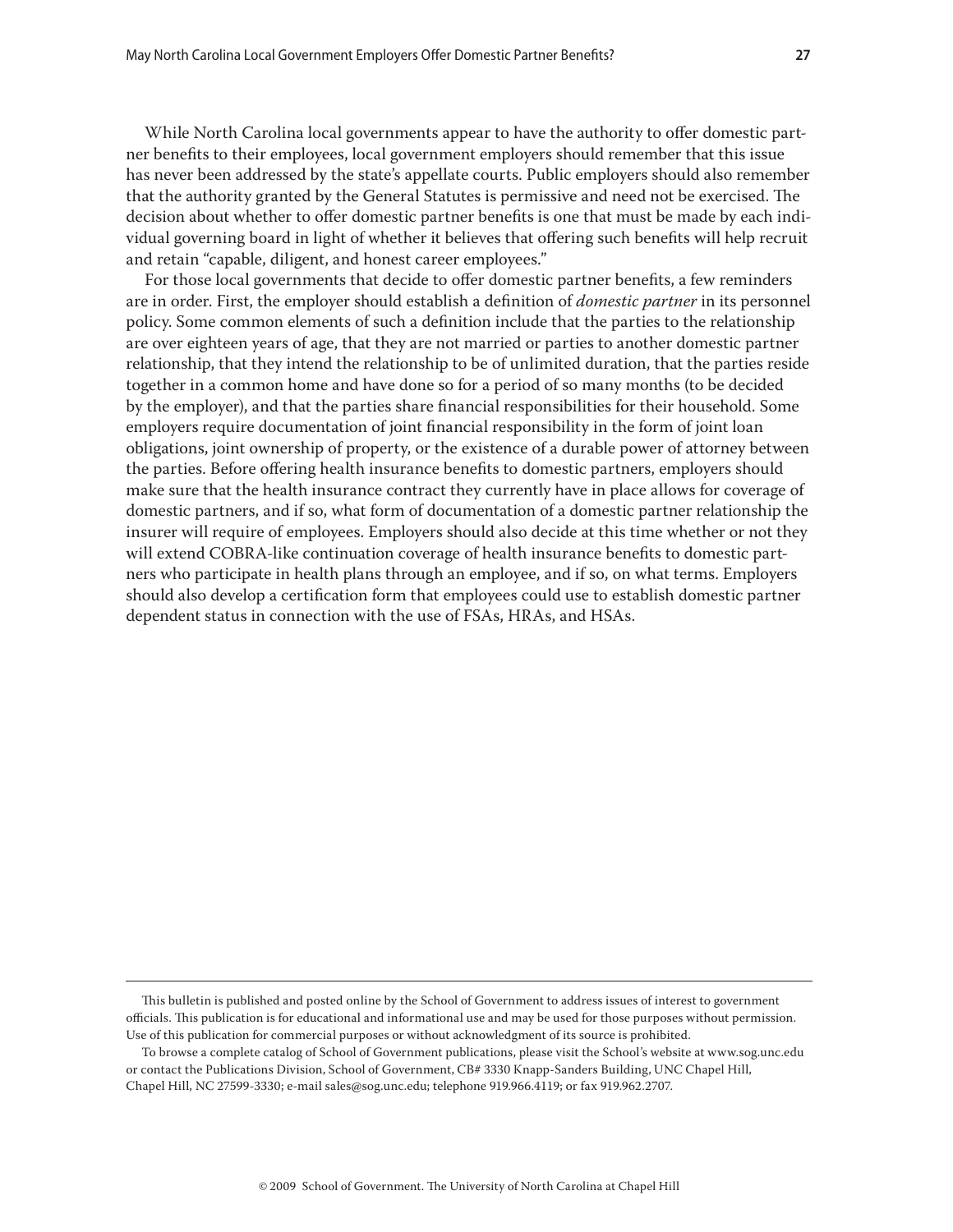While North Carolina local governments appear to have the authority to offer domestic partner benefits to their employees, local government employers should remember that this issue has never been addressed by the state's appellate courts. Public employers should also remember that the authority granted by the General Statutes is permissive and need not be exercised. The decision about whether to offer domestic partner benefits is one that must be made by each individual governing board in light of whether it believes that offering such benefits will help recruit and retain "capable, diligent, and honest career employees."

For those local governments that decide to offer domestic partner benefits, a few reminders are in order. First, the employer should establish a definition of *domestic partner* in its personnel policy. Some common elements of such a definition include that the parties to the relationship are over eighteen years of age, that they are not married or parties to another domestic partner relationship, that they intend the relationship to be of unlimited duration, that the parties reside together in a common home and have done so for a period of so many months (to be decided by the employer), and that the parties share financial responsibilities for their household. Some employers require documentation of joint financial responsibility in the form of joint loan obligations, joint ownership of property, or the existence of a durable power of attorney between the parties. Before offering health insurance benefits to domestic partners, employers should make sure that the health insurance contract they currently have in place allows for coverage of domestic partners, and if so, what form of documentation of a domestic partner relationship the insurer will require of employees. Employers should also decide at this time whether or not they will extend COBRA-like continuation coverage of health insurance benefits to domestic partners who participate in health plans through an employee, and if so, on what terms. Employers should also develop a certification form that employees could use to establish domestic partner dependent status in connection with the use of FSAs, HRAs, and HSAs.

---

This bulletin is published and posted online by the School of Government to address issues of interest to government officials. This publication is for educational and informational use and may be used for those purposes without permission. Use of this publication for commercial purposes or without acknowledgment of its source is prohibited.

To browse a complete catalog of School of Government publications, please visit the School's website at www.sog.unc.edu or contact the Publications Division, School of Government, CB# 3330 Knapp-Sanders Building, UNC Chapel Hill, Chapel Hill, NC 27599-3330; e-mail sales@sog.unc.edu; telephone 919.966.4119; or fax 919.962.2707.

© 2009 School of Government. The University of North Carolina at Chapel Hill